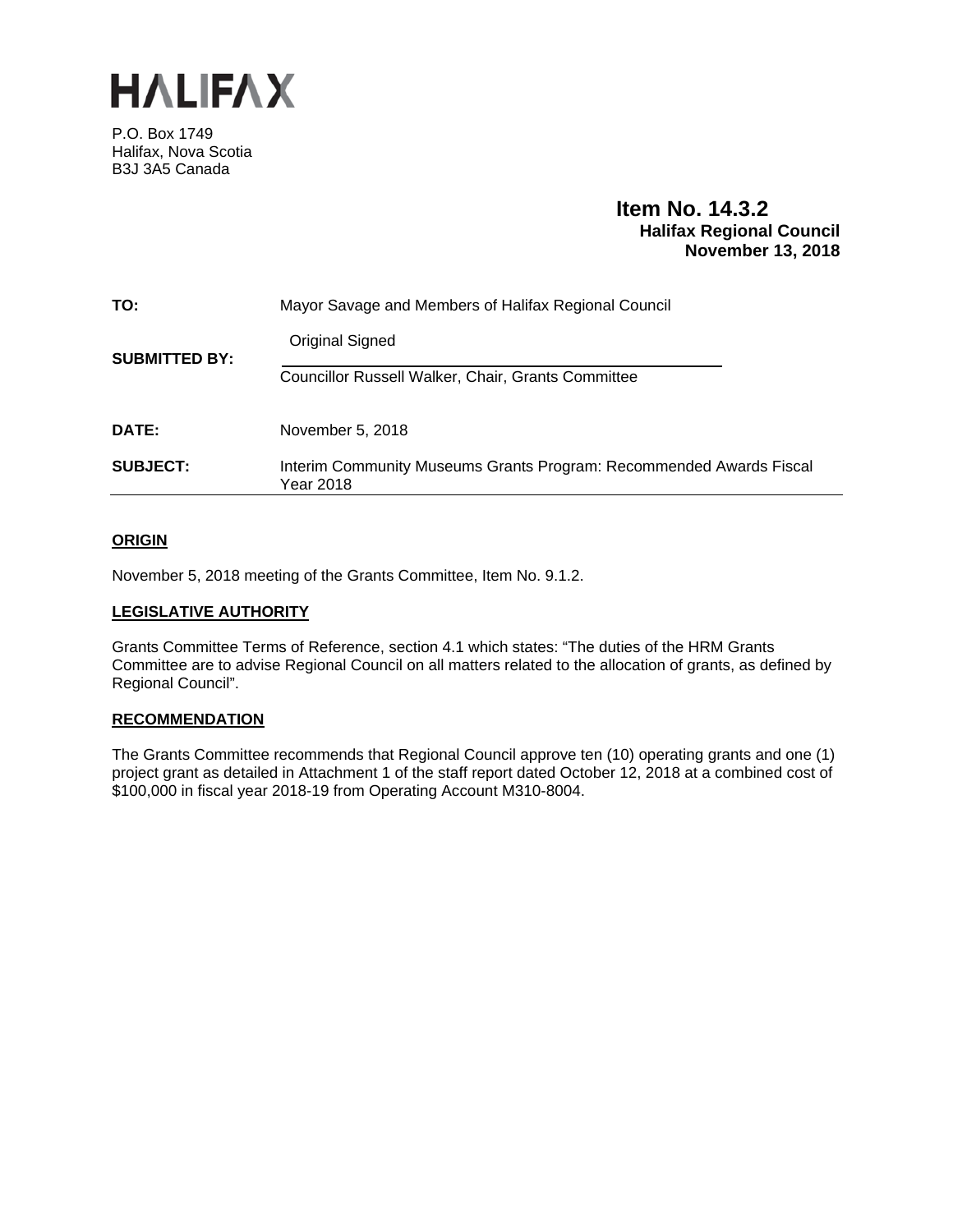# HALIFAX

P.O. Box 1749
Halifax, Nova Scotia
B3J 3A5 Canada

**Item No. 14.3.2**
**Halifax Regional Council**
**November 13, 2018**

| | |
|---|---|
| **TO:** | Mayor Savage and Members of Halifax Regional Council |
| **SUBMITTED BY:** | Original Signed<br>Councillor Russell Walker, Chair, Grants Committee |
| **DATE:** | November 5, 2018 |
| **SUBJECT:** | Interim Community Museums Grants Program: Recommended Awards Fiscal Year 2018 |

## ORIGIN

November 5, 2018 meeting of the Grants Committee, Item No. 9.1.2.

## LEGISLATIVE AUTHORITY

Grants Committee Terms of Reference, section 4.1 which states: "The duties of the HRM Grants Committee are to advise Regional Council on all matters related to the allocation of grants, as defined by Regional Council".

## RECOMMENDATION

The Grants Committee recommends that Regional Council approve ten (10) operating grants and one (1) project grant as detailed in Attachment 1 of the staff report dated October 12, 2018 at a combined cost of $100,000 in fiscal year 2018-19 from Operating Account M310-8004.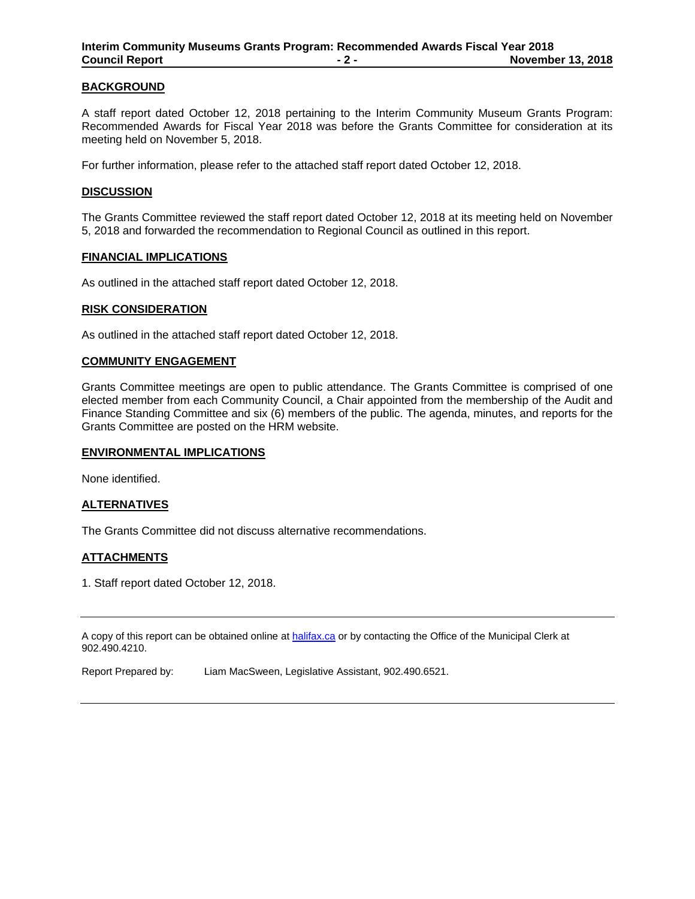## BACKGROUND

A staff report dated October 12, 2018 pertaining to the Interim Community Museum Grants Program: Recommended Awards for Fiscal Year 2018 was before the Grants Committee for consideration at its meeting held on November 5, 2018.

For further information, please refer to the attached staff report dated October 12, 2018.

## DISCUSSION

The Grants Committee reviewed the staff report dated October 12, 2018 at its meeting held on November 5, 2018 and forwarded the recommendation to Regional Council as outlined in this report.

## FINANCIAL IMPLICATIONS

As outlined in the attached staff report dated October 12, 2018.

## RISK CONSIDERATION

As outlined in the attached staff report dated October 12, 2018.

## COMMUNITY ENGAGEMENT

Grants Committee meetings are open to public attendance. The Grants Committee is comprised of one elected member from each Community Council, a Chair appointed from the membership of the Audit and Finance Standing Committee and six (6) members of the public. The agenda, minutes, and reports for the Grants Committee are posted on the HRM website.

## ENVIRONMENTAL IMPLICATIONS

None identified.

## ALTERNATIVES

The Grants Committee did not discuss alternative recommendations.

## ATTACHMENTS

1. Staff report dated October 12, 2018.

---

A copy of this report can be obtained online at halifax.ca or by contacting the Office of the Municipal Clerk at 902.490.4210.

Report Prepared by: Liam MacSween, Legislative Assistant, 902.490.6521.

---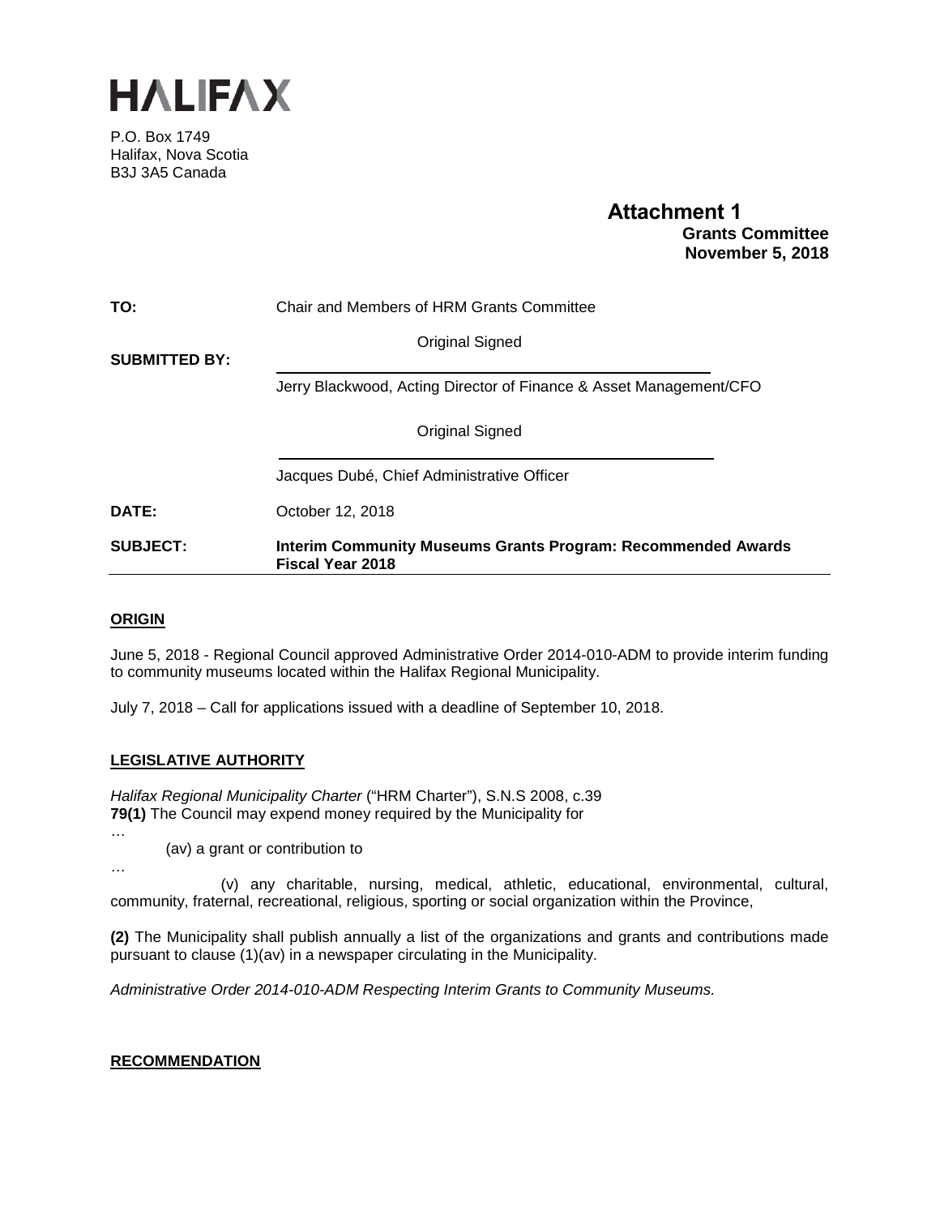# HALIFAX

P.O. Box 1749
Halifax, Nova Scotia
B3J 3A5 Canada

**Attachment 1**
**Grants Committee**
**November 5, 2018**

| | |
|---|---|
| **TO:** | Chair and Members of HRM Grants Committee |
| **SUBMITTED BY:** | Original Signed |
| | Jerry Blackwood, Acting Director of Finance & Asset Management/CFO |
| | Original Signed |
| | Jacques Dubé, Chief Administrative Officer |
| **DATE:** | October 12, 2018 |
| **SUBJECT:** | **Interim Community Museums Grants Program: Recommended Awards Fiscal Year 2018** |

## ORIGIN

June 5, 2018 - Regional Council approved Administrative Order 2014-010-ADM to provide interim funding to community museums located within the Halifax Regional Municipality.

July 7, 2018 – Call for applications issued with a deadline of September 10, 2018.

## LEGISLATIVE AUTHORITY

*Halifax Regional Municipality Charter* ("HRM Charter"), S.N.S 2008, c.39
**79(1)** The Council may expend money required by the Municipality for

…

(av) a grant or contribution to

…

(v) any charitable, nursing, medical, athletic, educational, environmental, cultural, community, fraternal, recreational, religious, sporting or social organization within the Province,

**(2)** The Municipality shall publish annually a list of the organizations and grants and contributions made pursuant to clause (1)(av) in a newspaper circulating in the Municipality.

*Administrative Order 2014-010-ADM Respecting Interim Grants to Community Museums.*

## RECOMMENDATION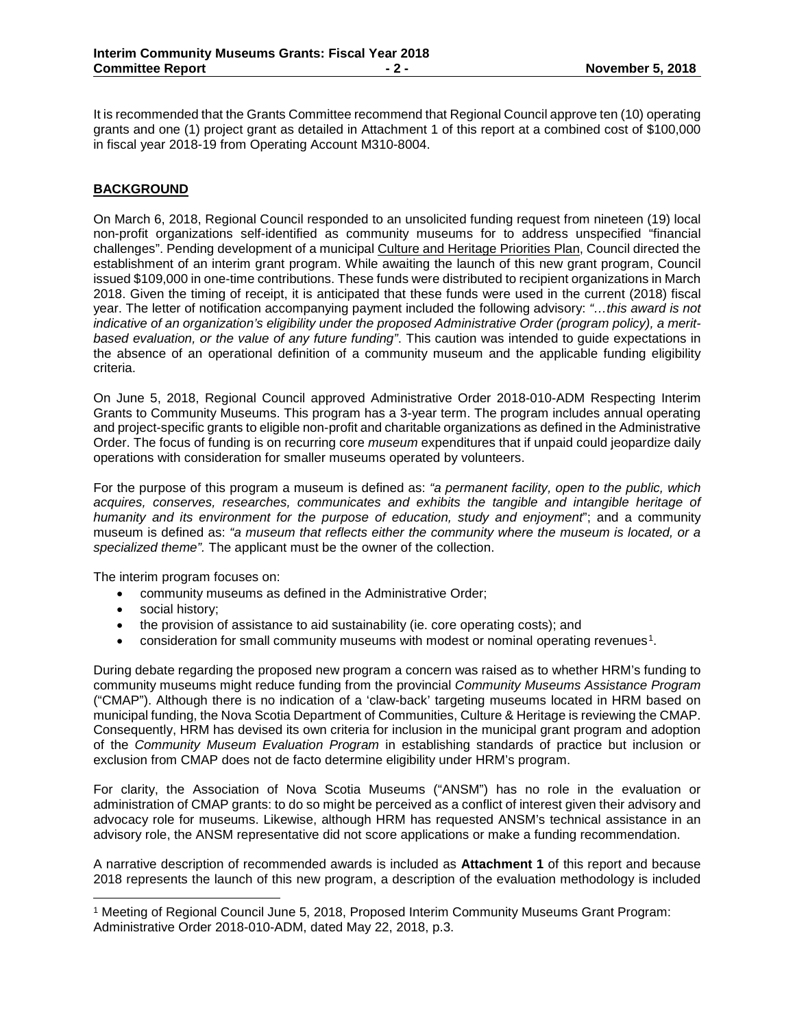It is recommended that the Grants Committee recommend that Regional Council approve ten (10) operating grants and one (1) project grant as detailed in Attachment 1 of this report at a combined cost of $100,000 in fiscal year 2018-19 from Operating Account M310-8004.

## BACKGROUND

On March 6, 2018, Regional Council responded to an unsolicited funding request from nineteen (19) local non-profit organizations self-identified as community museums for to address unspecified "financial challenges". Pending development of a municipal Culture and Heritage Priorities Plan, Council directed the establishment of an interim grant program. While awaiting the launch of this new grant program, Council issued $109,000 in one-time contributions. These funds were distributed to recipient organizations in March 2018. Given the timing of receipt, it is anticipated that these funds were used in the current (2018) fiscal year. The letter of notification accompanying payment included the following advisory: *"…this award is not indicative of an organization's eligibility under the proposed Administrative Order (program policy), a merit-based evaluation, or the value of any future funding"*. This caution was intended to guide expectations in the absence of an operational definition of a community museum and the applicable funding eligibility criteria.

On June 5, 2018, Regional Council approved Administrative Order 2018-010-ADM Respecting Interim Grants to Community Museums. This program has a 3-year term. The program includes annual operating and project-specific grants to eligible non-profit and charitable organizations as defined in the Administrative Order. The focus of funding is on recurring core *museum* expenditures that if unpaid could jeopardize daily operations with consideration for smaller museums operated by volunteers.

For the purpose of this program a museum is defined as: *"a permanent facility, open to the public, which acquires, conserves, researches, communicates and exhibits the tangible and intangible heritage of humanity and its environment for the purpose of education, study and enjoyment*"; and a community museum is defined as: *"a museum that reflects either the community where the museum is located, or a specialized theme".* The applicant must be the owner of the collection.

The interim program focuses on:

- community museums as defined in the Administrative Order;
- social history;
- the provision of assistance to aid sustainability (ie. core operating costs); and
- consideration for small community museums with modest or nominal operating revenues[1].

During debate regarding the proposed new program a concern was raised as to whether HRM's funding to community museums might reduce funding from the provincial *Community Museums Assistance Program* ("CMAP"). Although there is no indication of a 'claw-back' targeting museums located in HRM based on municipal funding, the Nova Scotia Department of Communities, Culture & Heritage is reviewing the CMAP. Consequently, HRM has devised its own criteria for inclusion in the municipal grant program and adoption of the *Community Museum Evaluation Program* in establishing standards of practice but inclusion or exclusion from CMAP does not de facto determine eligibility under HRM's program.

For clarity, the Association of Nova Scotia Museums ("ANSM") has no role in the evaluation or administration of CMAP grants: to do so might be perceived as a conflict of interest given their advisory and advocacy role for museums. Likewise, although HRM has requested ANSM's technical assistance in an advisory role, the ANSM representative did not score applications or make a funding recommendation.

A narrative description of recommended awards is included as **Attachment 1** of this report and because 2018 represents the launch of this new program, a description of the evaluation methodology is included

---

[1] Meeting of Regional Council June 5, 2018, Proposed Interim Community Museums Grant Program: Administrative Order 2018-010-ADM, dated May 22, 2018, p.3.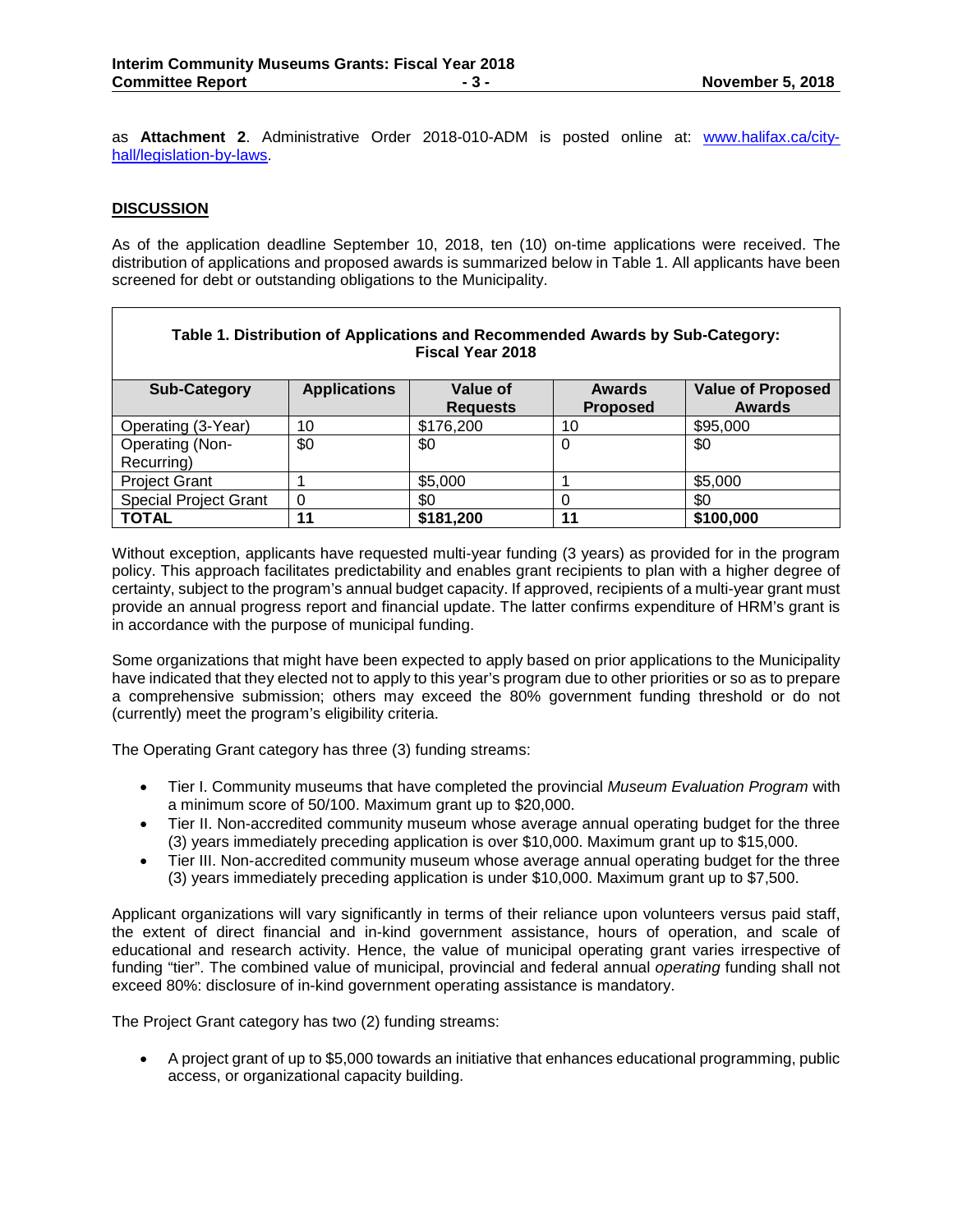as **Attachment 2**. Administrative Order 2018-010-ADM is posted online at: [www.halifax.ca/city-hall/legislation-by-laws](www.halifax.ca/city-hall/legislation-by-laws).

## DISCUSSION

As of the application deadline September 10, 2018, ten (10) on-time applications were received. The distribution of applications and proposed awards is summarized below in Table 1. All applicants have been screened for debt or outstanding obligations to the Municipality.

**Table 1. Distribution of Applications and Recommended Awards by Sub-Category: Fiscal Year 2018**

| Sub-Category | Applications | Value of Requests | Awards Proposed | Value of Proposed Awards |
|---|---|---|---|---|
| Operating (3-Year) | 10 | $176,200 | 10 | $95,000 |
| Operating (Non-Recurring) | $0 | $0 | 0 | $0 |
| Project Grant | 1 | $5,000 | 1 | $5,000 |
| Special Project Grant | 0 | $0 | 0 | $0 |
| **TOTAL** | **11** | **$181,200** | **11** | **$100,000** |

Without exception, applicants have requested multi-year funding (3 years) as provided for in the program policy. This approach facilitates predictability and enables grant recipients to plan with a higher degree of certainty, subject to the program's annual budget capacity. If approved, recipients of a multi-year grant must provide an annual progress report and financial update. The latter confirms expenditure of HRM's grant is in accordance with the purpose of municipal funding.

Some organizations that might have been expected to apply based on prior applications to the Municipality have indicated that they elected not to apply to this year's program due to other priorities or so as to prepare a comprehensive submission; others may exceed the 80% government funding threshold or do not (currently) meet the program's eligibility criteria.

The Operating Grant category has three (3) funding streams:

- Tier I. Community museums that have completed the provincial *Museum Evaluation Program* with a minimum score of 50/100. Maximum grant up to $20,000.
- Tier II. Non-accredited community museum whose average annual operating budget for the three (3) years immediately preceding application is over $10,000. Maximum grant up to $15,000.
- Tier III. Non-accredited community museum whose average annual operating budget for the three (3) years immediately preceding application is under $10,000. Maximum grant up to $7,500.

Applicant organizations will vary significantly in terms of their reliance upon volunteers versus paid staff, the extent of direct financial and in-kind government assistance, hours of operation, and scale of educational and research activity. Hence, the value of municipal operating grant varies irrespective of funding "tier". The combined value of municipal, provincial and federal annual *operating* funding shall not exceed 80%: disclosure of in-kind government operating assistance is mandatory.

The Project Grant category has two (2) funding streams:

- A project grant of up to $5,000 towards an initiative that enhances educational programming, public access, or organizational capacity building.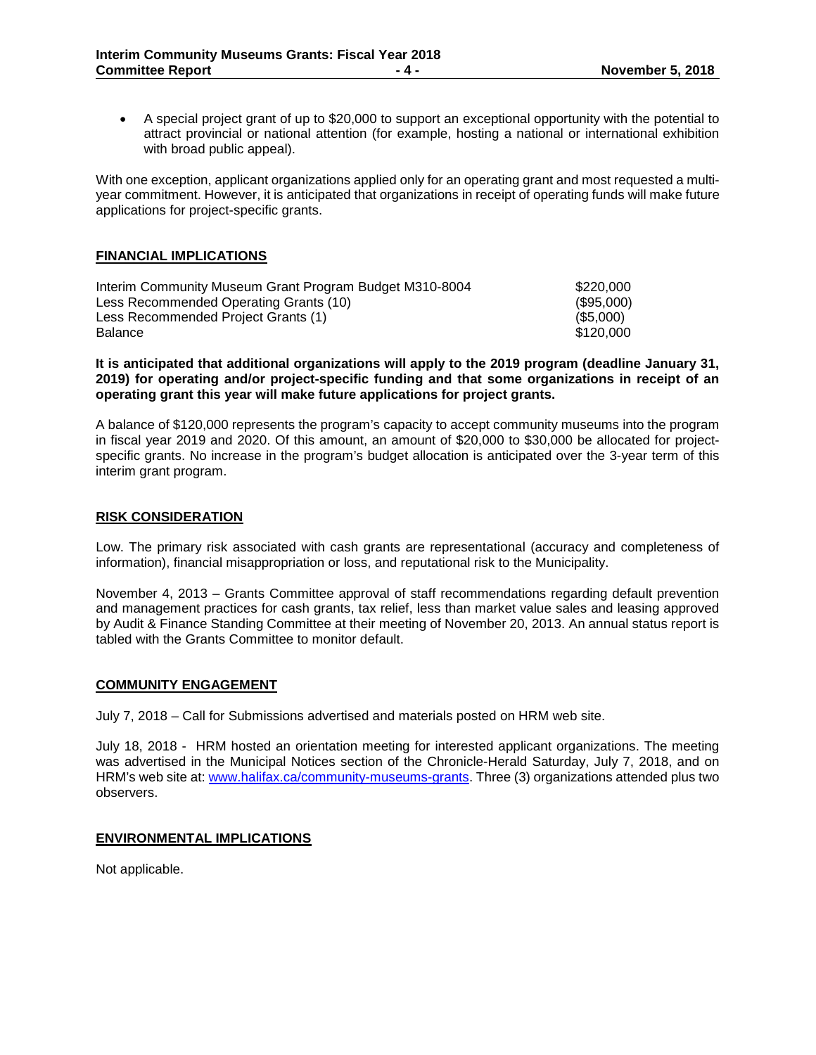- A special project grant of up to $20,000 to support an exceptional opportunity with the potential to attract provincial or national attention (for example, hosting a national or international exhibition with broad public appeal).

With one exception, applicant organizations applied only for an operating grant and most requested a multi-year commitment. However, it is anticipated that organizations in receipt of operating funds will make future applications for project-specific grants.

## FINANCIAL IMPLICATIONS

| | |
|---|---|
| Interim Community Museum Grant Program Budget M310-8004 | $220,000 |
| Less Recommended Operating Grants (10) | ($95,000) |
| Less Recommended Project Grants (1) | ($5,000) |
| Balance | $120,000 |

**It is anticipated that additional organizations will apply to the 2019 program (deadline January 31, 2019) for operating and/or project-specific funding and that some organizations in receipt of an operating grant this year will make future applications for project grants.**

A balance of $120,000 represents the program's capacity to accept community museums into the program in fiscal year 2019 and 2020. Of this amount, an amount of $20,000 to $30,000 be allocated for project-specific grants. No increase in the program's budget allocation is anticipated over the 3-year term of this interim grant program.

## RISK CONSIDERATION

Low. The primary risk associated with cash grants are representational (accuracy and completeness of information), financial misappropriation or loss, and reputational risk to the Municipality.

November 4, 2013 – Grants Committee approval of staff recommendations regarding default prevention and management practices for cash grants, tax relief, less than market value sales and leasing approved by Audit & Finance Standing Committee at their meeting of November 20, 2013. An annual status report is tabled with the Grants Committee to monitor default.

## COMMUNITY ENGAGEMENT

July 7, 2018 – Call for Submissions advertised and materials posted on HRM web site.

July 18, 2018 - HRM hosted an orientation meeting for interested applicant organizations. The meeting was advertised in the Municipal Notices section of the Chronicle-Herald Saturday, July 7, 2018, and on HRM's web site at: [www.halifax.ca/community-museums-grants](www.halifax.ca/community-museums-grants). Three (3) organizations attended plus two observers.

## ENVIRONMENTAL IMPLICATIONS

Not applicable.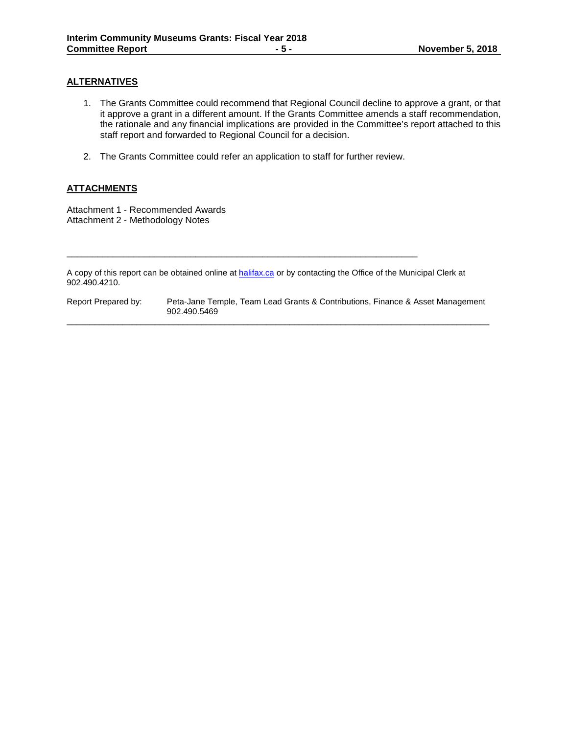## ALTERNATIVES

1. The Grants Committee could recommend that Regional Council decline to approve a grant, or that it approve a grant in a different amount. If the Grants Committee amends a staff recommendation, the rationale and any financial implications are provided in the Committee's report attached to this staff report and forwarded to Regional Council for a decision.

2. The Grants Committee could refer an application to staff for further review.

## ATTACHMENTS

Attachment 1 - Recommended Awards
Attachment 2 - Methodology Notes

---

A copy of this report can be obtained online at [halifax.ca](halifax.ca) or by contacting the Office of the Municipal Clerk at 902.490.4210.

Report Prepared by: Peta-Jane Temple, Team Lead Grants & Contributions, Finance & Asset Management 902.490.5469

---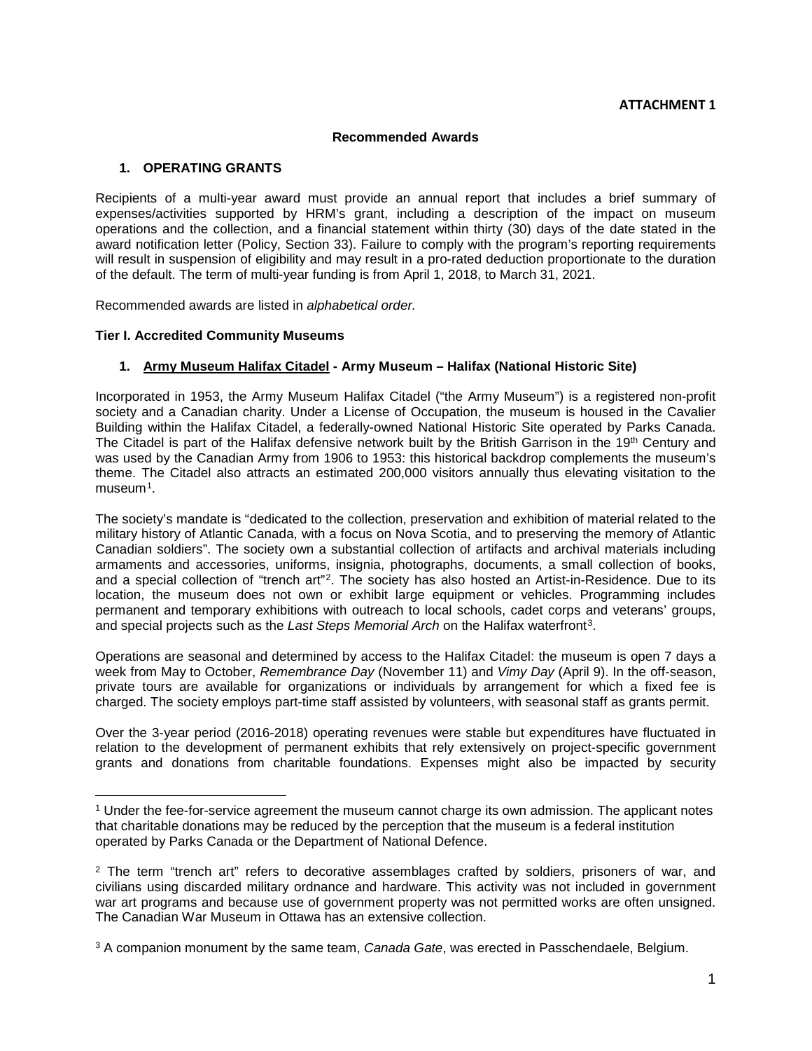**ATTACHMENT 1**

**Recommended Awards**

## 1. OPERATING GRANTS

Recipients of a multi-year award must provide an annual report that includes a brief summary of expenses/activities supported by HRM's grant, including a description of the impact on museum operations and the collection, and a financial statement within thirty (30) days of the date stated in the award notification letter (Policy, Section 33). Failure to comply with the program's reporting requirements will result in suspension of eligibility and may result in a pro-rated deduction proportionate to the duration of the default. The term of multi-year funding is from April 1, 2018, to March 31, 2021.

Recommended awards are listed in *alphabetical order.*

### Tier I. Accredited Community Museums

**1. Army Museum Halifax Citadel - Army Museum – Halifax (National Historic Site)**

Incorporated in 1953, the Army Museum Halifax Citadel ("the Army Museum") is a registered non-profit society and a Canadian charity. Under a License of Occupation, the museum is housed in the Cavalier Building within the Halifax Citadel, a federally-owned National Historic Site operated by Parks Canada. The Citadel is part of the Halifax defensive network built by the British Garrison in the 19th Century and was used by the Canadian Army from 1906 to 1953: this historical backdrop complements the museum's theme. The Citadel also attracts an estimated 200,000 visitors annually thus elevating visitation to the museum[1].

The society's mandate is "dedicated to the collection, preservation and exhibition of material related to the military history of Atlantic Canada, with a focus on Nova Scotia, and to preserving the memory of Atlantic Canadian soldiers". The society own a substantial collection of artifacts and archival materials including armaments and accessories, uniforms, insignia, photographs, documents, a small collection of books, and a special collection of "trench art"[2]. The society has also hosted an Artist-in-Residence. Due to its location, the museum does not own or exhibit large equipment or vehicles. Programming includes permanent and temporary exhibitions with outreach to local schools, cadet corps and veterans' groups, and special projects such as the *Last Steps Memorial Arch* on the Halifax waterfront[3].

Operations are seasonal and determined by access to the Halifax Citadel: the museum is open 7 days a week from May to October, *Remembrance Day* (November 11) and *Vimy Day* (April 9). In the off-season, private tours are available for organizations or individuals by arrangement for which a fixed fee is charged. The society employs part-time staff assisted by volunteers, with seasonal staff as grants permit.

Over the 3-year period (2016-2018) operating revenues were stable but expenditures have fluctuated in relation to the development of permanent exhibits that rely extensively on project-specific government grants and donations from charitable foundations. Expenses might also be impacted by security

---

[1] Under the fee-for-service agreement the museum cannot charge its own admission. The applicant notes that charitable donations may be reduced by the perception that the museum is a federal institution operated by Parks Canada or the Department of National Defence.

[2] The term "trench art" refers to decorative assemblages crafted by soldiers, prisoners of war, and civilians using discarded military ordnance and hardware. This activity was not included in government war art programs and because use of government property was not permitted works are often unsigned. The Canadian War Museum in Ottawa has an extensive collection.

[3] A companion monument by the same team, *Canada Gate*, was erected in Passchendaele, Belgium.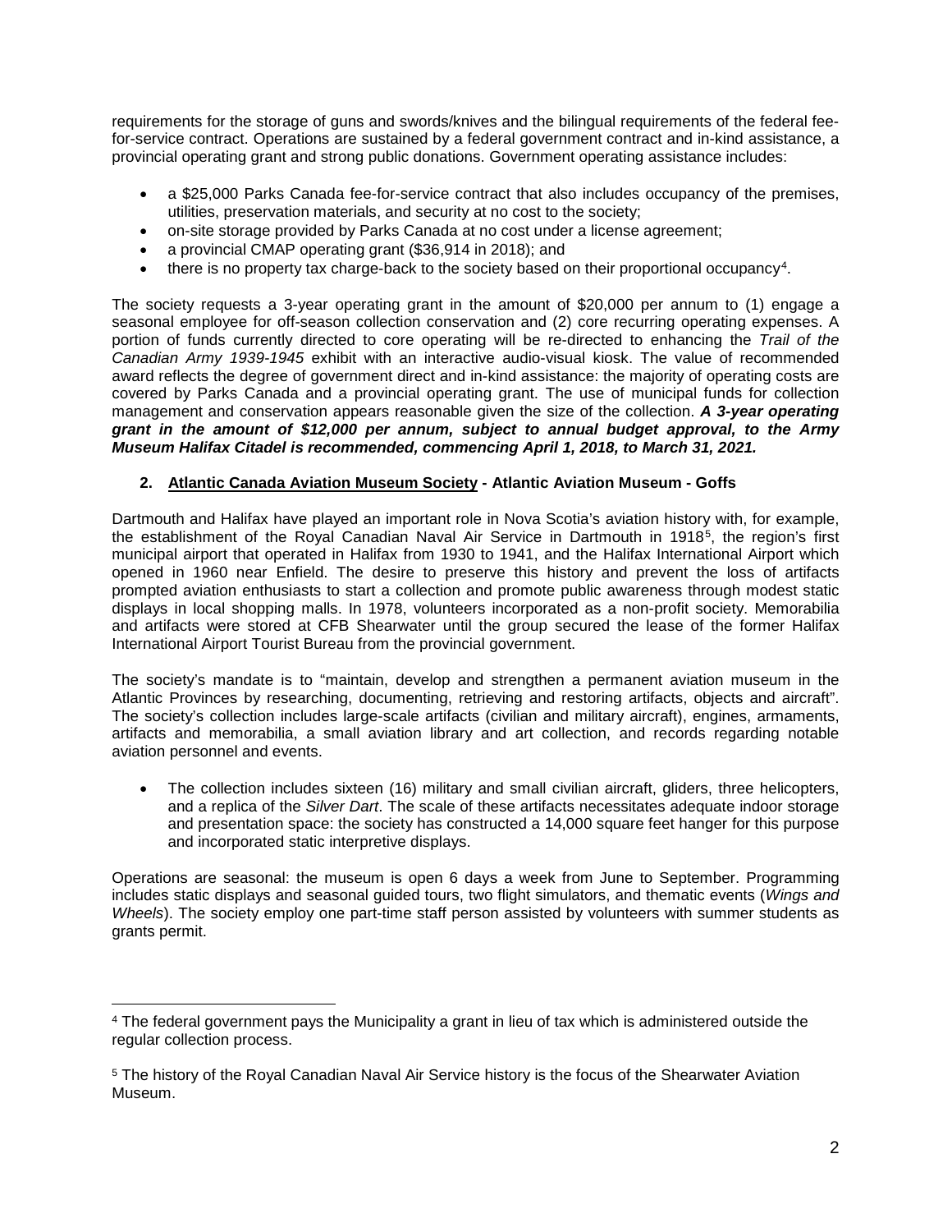requirements for the storage of guns and swords/knives and the bilingual requirements of the federal fee-for-service contract. Operations are sustained by a federal government contract and in-kind assistance, a provincial operating grant and strong public donations. Government operating assistance includes:

- a $25,000 Parks Canada fee-for-service contract that also includes occupancy of the premises, utilities, preservation materials, and security at no cost to the society;
- on-site storage provided by Parks Canada at no cost under a license agreement;
- a provincial CMAP operating grant ($36,914 in 2018); and
- there is no property tax charge-back to the society based on their proportional occupancy[4].

The society requests a 3-year operating grant in the amount of $20,000 per annum to (1) engage a seasonal employee for off-season collection conservation and (2) core recurring operating expenses. A portion of funds currently directed to core operating will be re-directed to enhancing the *Trail of the Canadian Army 1939-1945* exhibit with an interactive audio-visual kiosk. The value of recommended award reflects the degree of government direct and in-kind assistance: the majority of operating costs are covered by Parks Canada and a provincial operating grant. The use of municipal funds for collection management and conservation appears reasonable given the size of the collection. ***A 3-year operating grant in the amount of $12,000 per annum, subject to annual budget approval, to the Army Museum Halifax Citadel is recommended, commencing April 1, 2018, to March 31, 2021.***

**2. Atlantic Canada Aviation Museum Society - Atlantic Aviation Museum - Goffs**

Dartmouth and Halifax have played an important role in Nova Scotia's aviation history with, for example, the establishment of the Royal Canadian Naval Air Service in Dartmouth in 1918[5], the region's first municipal airport that operated in Halifax from 1930 to 1941, and the Halifax International Airport which opened in 1960 near Enfield. The desire to preserve this history and prevent the loss of artifacts prompted aviation enthusiasts to start a collection and promote public awareness through modest static displays in local shopping malls. In 1978, volunteers incorporated as a non-profit society. Memorabilia and artifacts were stored at CFB Shearwater until the group secured the lease of the former Halifax International Airport Tourist Bureau from the provincial government.

The society's mandate is to "maintain, develop and strengthen a permanent aviation museum in the Atlantic Provinces by researching, documenting, retrieving and restoring artifacts, objects and aircraft". The society's collection includes large-scale artifacts (civilian and military aircraft), engines, armaments, artifacts and memorabilia, a small aviation library and art collection, and records regarding notable aviation personnel and events.

- The collection includes sixteen (16) military and small civilian aircraft, gliders, three helicopters, and a replica of the *Silver Dart*. The scale of these artifacts necessitates adequate indoor storage and presentation space: the society has constructed a 14,000 square feet hanger for this purpose and incorporated static interpretive displays.

Operations are seasonal: the museum is open 6 days a week from June to September. Programming includes static displays and seasonal guided tours, two flight simulators, and thematic events (*Wings and Wheels*). The society employ one part-time staff person assisted by volunteers with summer students as grants permit.

[4] The federal government pays the Municipality a grant in lieu of tax which is administered outside the regular collection process.

[5] The history of the Royal Canadian Naval Air Service history is the focus of the Shearwater Aviation Museum.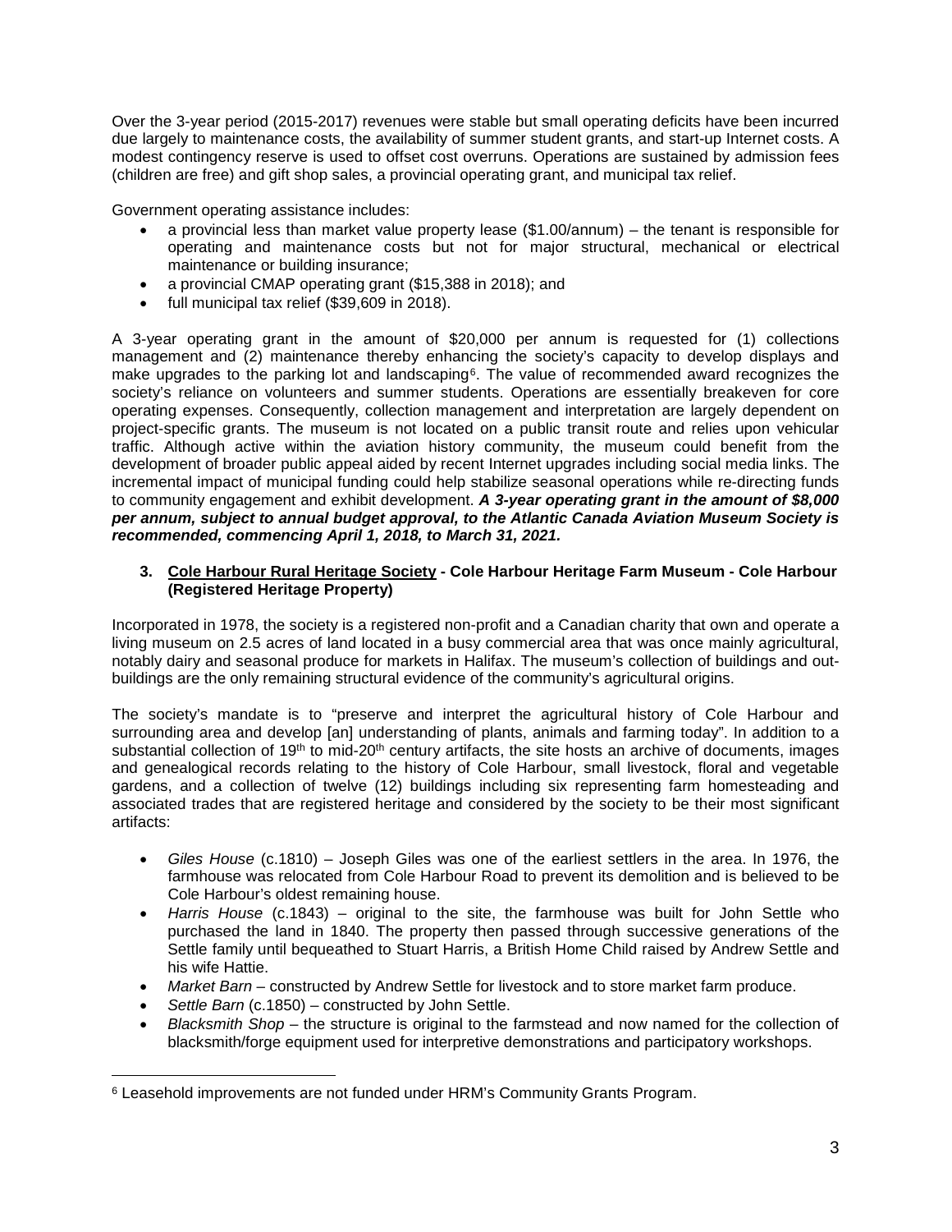Over the 3-year period (2015-2017) revenues were stable but small operating deficits have been incurred due largely to maintenance costs, the availability of summer student grants, and start-up Internet costs. A modest contingency reserve is used to offset cost overruns. Operations are sustained by admission fees (children are free) and gift shop sales, a provincial operating grant, and municipal tax relief.

Government operating assistance includes:

- a provincial less than market value property lease ($1.00/annum) – the tenant is responsible for operating and maintenance costs but not for major structural, mechanical or electrical maintenance or building insurance;
- a provincial CMAP operating grant ($15,388 in 2018); and
- full municipal tax relief ($39,609 in 2018).

A 3-year operating grant in the amount of $20,000 per annum is requested for (1) collections management and (2) maintenance thereby enhancing the society's capacity to develop displays and make upgrades to the parking lot and landscaping[6]. The value of recommended award recognizes the society's reliance on volunteers and summer students. Operations are essentially breakeven for core operating expenses. Consequently, collection management and interpretation are largely dependent on project-specific grants. The museum is not located on a public transit route and relies upon vehicular traffic. Although active within the aviation history community, the museum could benefit from the development of broader public appeal aided by recent Internet upgrades including social media links. The incremental impact of municipal funding could help stabilize seasonal operations while re-directing funds to community engagement and exhibit development. ***A 3-year operating grant in the amount of $8,000 per annum, subject to annual budget approval, to the Atlantic Canada Aviation Museum Society is recommended, commencing April 1, 2018, to March 31, 2021.***

### 3. <u>Cole Harbour Rural Heritage Society</u> - Cole Harbour Heritage Farm Museum - Cole Harbour (Registered Heritage Property)

Incorporated in 1978, the society is a registered non-profit and a Canadian charity that own and operate a living museum on 2.5 acres of land located in a busy commercial area that was once mainly agricultural, notably dairy and seasonal produce for markets in Halifax. The museum's collection of buildings and out-buildings are the only remaining structural evidence of the community's agricultural origins.

The society's mandate is to "preserve and interpret the agricultural history of Cole Harbour and surrounding area and develop [an] understanding of plants, animals and farming today". In addition to a substantial collection of 19th to mid-20th century artifacts, the site hosts an archive of documents, images and genealogical records relating to the history of Cole Harbour, small livestock, floral and vegetable gardens, and a collection of twelve (12) buildings including six representing farm homesteading and associated trades that are registered heritage and considered by the society to be their most significant artifacts:

- *Giles House* (c.1810) – Joseph Giles was one of the earliest settlers in the area. In 1976, the farmhouse was relocated from Cole Harbour Road to prevent its demolition and is believed to be Cole Harbour's oldest remaining house.
- *Harris House* (c.1843) – original to the site, the farmhouse was built for John Settle who purchased the land in 1840. The property then passed through successive generations of the Settle family until bequeathed to Stuart Harris, a British Home Child raised by Andrew Settle and his wife Hattie.
- *Market Barn* – constructed by Andrew Settle for livestock and to store market farm produce.
- *Settle Barn* (c.1850) – constructed by John Settle.
- *Blacksmith Shop* – the structure is original to the farmstead and now named for the collection of blacksmith/forge equipment used for interpretive demonstrations and participatory workshops.

---

[6] Leasehold improvements are not funded under HRM's Community Grants Program.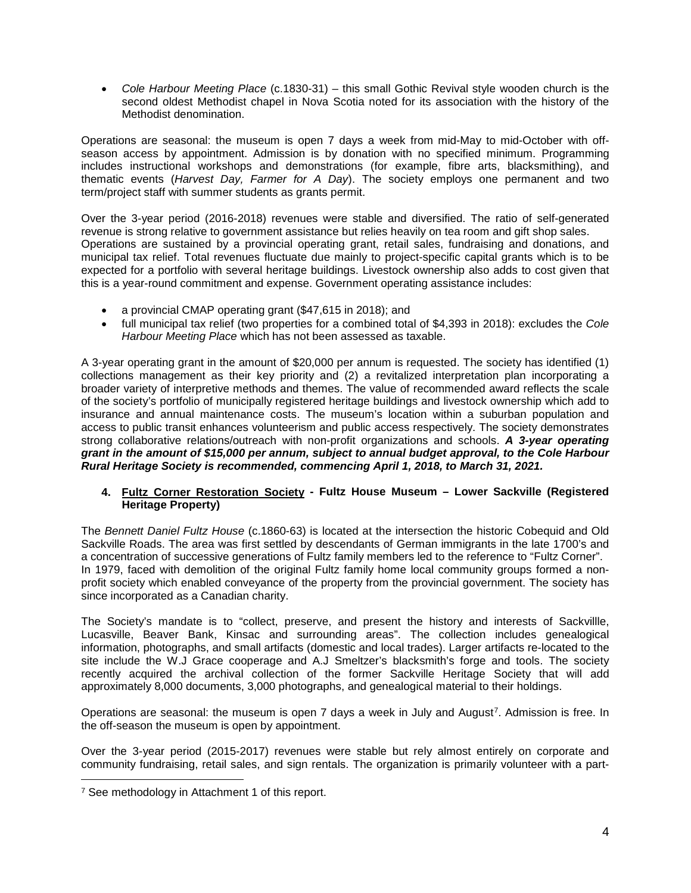- *Cole Harbour Meeting Place* (c.1830-31) – this small Gothic Revival style wooden church is the second oldest Methodist chapel in Nova Scotia noted for its association with the history of the Methodist denomination.

Operations are seasonal: the museum is open 7 days a week from mid-May to mid-October with off-season access by appointment. Admission is by donation with no specified minimum. Programming includes instructional workshops and demonstrations (for example, fibre arts, blacksmithing), and thematic events (*Harvest Day, Farmer for A Day*). The society employs one permanent and two term/project staff with summer students as grants permit.

Over the 3-year period (2016-2018) revenues were stable and diversified. The ratio of self-generated revenue is strong relative to government assistance but relies heavily on tea room and gift shop sales. Operations are sustained by a provincial operating grant, retail sales, fundraising and donations, and municipal tax relief. Total revenues fluctuate due mainly to project-specific capital grants which is to be expected for a portfolio with several heritage buildings. Livestock ownership also adds to cost given that this is a year-round commitment and expense. Government operating assistance includes:

- a provincial CMAP operating grant ($47,615 in 2018); and
- full municipal tax relief (two properties for a combined total of $4,393 in 2018): excludes the *Cole Harbour Meeting Place* which has not been assessed as taxable.

A 3-year operating grant in the amount of $20,000 per annum is requested. The society has identified (1) collections management as their key priority and (2) a revitalized interpretation plan incorporating a broader variety of interpretive methods and themes. The value of recommended award reflects the scale of the society's portfolio of municipally registered heritage buildings and livestock ownership which add to insurance and annual maintenance costs. The museum's location within a suburban population and access to public transit enhances volunteerism and public access respectively. The society demonstrates strong collaborative relations/outreach with non-profit organizations and schools. ***A 3-year operating grant in the amount of $15,000 per annum, subject to annual budget approval, to the Cole Harbour Rural Heritage Society is recommended, commencing April 1, 2018, to March 31, 2021.***

#### 4. Fultz Corner Restoration Society - Fultz House Museum – Lower Sackville (Registered Heritage Property)

The *Bennett Daniel Fultz House* (c.1860-63) is located at the intersection the historic Cobequid and Old Sackville Roads. The area was first settled by descendants of German immigrants in the late 1700's and a concentration of successive generations of Fultz family members led to the reference to "Fultz Corner". In 1979, faced with demolition of the original Fultz family home local community groups formed a non-profit society which enabled conveyance of the property from the provincial government. The society has since incorporated as a Canadian charity.

The Society's mandate is to "collect, preserve, and present the history and interests of Sackvillle, Lucasville, Beaver Bank, Kinsac and surrounding areas". The collection includes genealogical information, photographs, and small artifacts (domestic and local trades). Larger artifacts re-located to the site include the W.J Grace cooperage and A.J Smeltzer's blacksmith's forge and tools. The society recently acquired the archival collection of the former Sackville Heritage Society that will add approximately 8,000 documents, 3,000 photographs, and genealogical material to their holdings.

Operations are seasonal: the museum is open 7 days a week in July and August[7]. Admission is free. In the off-season the museum is open by appointment.

Over the 3-year period (2015-2017) revenues were stable but rely almost entirely on corporate and community fundraising, retail sales, and sign rentals. The organization is primarily volunteer with a part-

[7] See methodology in Attachment 1 of this report.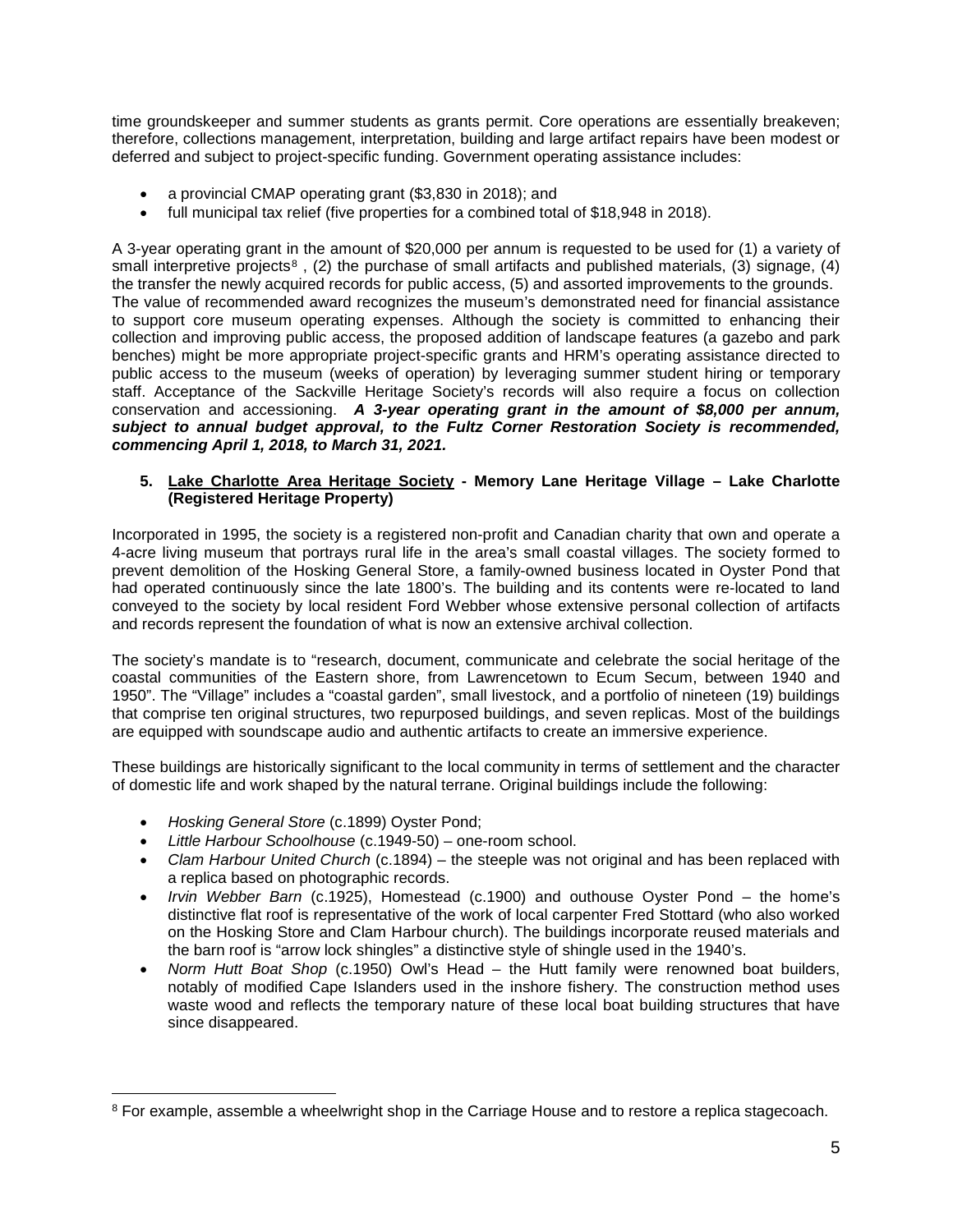time groundskeeper and summer students as grants permit. Core operations are essentially breakeven; therefore, collections management, interpretation, building and large artifact repairs have been modest or deferred and subject to project-specific funding. Government operating assistance includes:

- a provincial CMAP operating grant ($3,830 in 2018); and
- full municipal tax relief (five properties for a combined total of $18,948 in 2018).

A 3-year operating grant in the amount of $20,000 per annum is requested to be used for (1) a variety of small interpretive projects[8] , (2) the purchase of small artifacts and published materials, (3) signage, (4) the transfer the newly acquired records for public access, (5) and assorted improvements to the grounds. The value of recommended award recognizes the museum's demonstrated need for financial assistance to support core museum operating expenses. Although the society is committed to enhancing their collection and improving public access, the proposed addition of landscape features (a gazebo and park benches) might be more appropriate project-specific grants and HRM's operating assistance directed to public access to the museum (weeks of operation) by leveraging summer student hiring or temporary staff. Acceptance of the Sackville Heritage Society's records will also require a focus on collection conservation and accessioning. ***A 3-year operating grant in the amount of $8,000 per annum, subject to annual budget approval, to the Fultz Corner Restoration Society is recommended, commencing April 1, 2018, to March 31, 2021.***

**5. Lake Charlotte Area Heritage Society - Memory Lane Heritage Village – Lake Charlotte (Registered Heritage Property)**

Incorporated in 1995, the society is a registered non-profit and Canadian charity that own and operate a 4-acre living museum that portrays rural life in the area's small coastal villages. The society formed to prevent demolition of the Hosking General Store, a family-owned business located in Oyster Pond that had operated continuously since the late 1800's. The building and its contents were re-located to land conveyed to the society by local resident Ford Webber whose extensive personal collection of artifacts and records represent the foundation of what is now an extensive archival collection.

The society's mandate is to "research, document, communicate and celebrate the social heritage of the coastal communities of the Eastern shore, from Lawrencetown to Ecum Secum, between 1940 and 1950". The "Village" includes a "coastal garden", small livestock, and a portfolio of nineteen (19) buildings that comprise ten original structures, two repurposed buildings, and seven replicas. Most of the buildings are equipped with soundscape audio and authentic artifacts to create an immersive experience.

These buildings are historically significant to the local community in terms of settlement and the character of domestic life and work shaped by the natural terrane. Original buildings include the following:

- *Hosking General Store* (c.1899) Oyster Pond;
- *Little Harbour Schoolhouse* (c.1949-50) – one-room school.
- *Clam Harbour United Church* (c.1894) – the steeple was not original and has been replaced with a replica based on photographic records.
- *Irvin Webber Barn* (c.1925), Homestead (c.1900) and outhouse Oyster Pond – the home's distinctive flat roof is representative of the work of local carpenter Fred Stottard (who also worked on the Hosking Store and Clam Harbour church). The buildings incorporate reused materials and the barn roof is "arrow lock shingles" a distinctive style of shingle used in the 1940's.
- *Norm Hutt Boat Shop* (c.1950) Owl's Head – the Hutt family were renowned boat builders, notably of modified Cape Islanders used in the inshore fishery. The construction method uses waste wood and reflects the temporary nature of these local boat building structures that have since disappeared.

[8] For example, assemble a wheelwright shop in the Carriage House and to restore a replica stagecoach.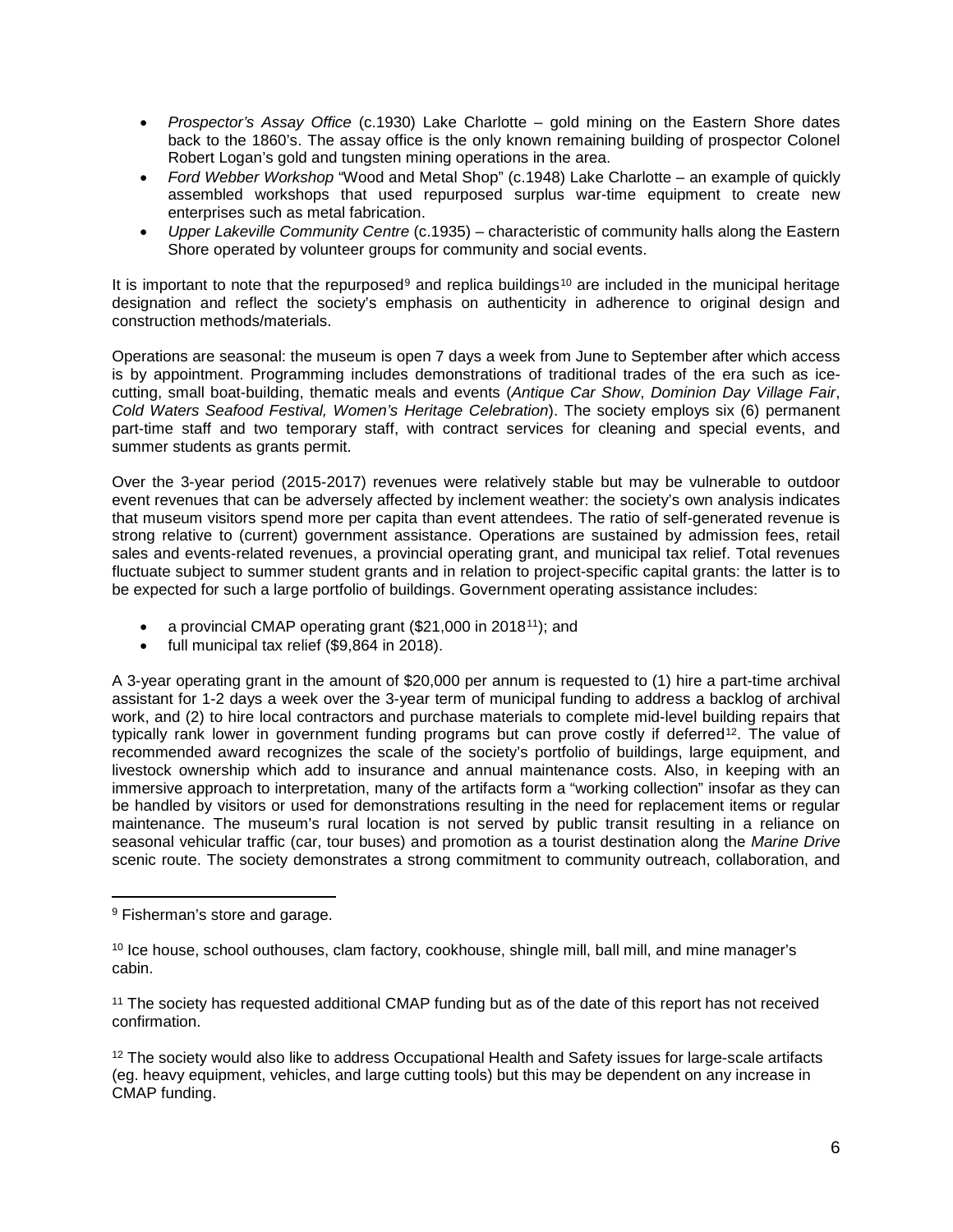- *Prospector's Assay Office* (c.1930) Lake Charlotte – gold mining on the Eastern Shore dates back to the 1860's. The assay office is the only known remaining building of prospector Colonel Robert Logan's gold and tungsten mining operations in the area.
- *Ford Webber Workshop* "Wood and Metal Shop" (c.1948) Lake Charlotte – an example of quickly assembled workshops that used repurposed surplus war-time equipment to create new enterprises such as metal fabrication.
- *Upper Lakeville Community Centre* (c.1935) – characteristic of community halls along the Eastern Shore operated by volunteer groups for community and social events.

It is important to note that the repurposed[9] and replica buildings[10] are included in the municipal heritage designation and reflect the society's emphasis on authenticity in adherence to original design and construction methods/materials.

Operations are seasonal: the museum is open 7 days a week from June to September after which access is by appointment. Programming includes demonstrations of traditional trades of the era such as ice-cutting, small boat-building, thematic meals and events (*Antique Car Show*, *Dominion Day Village Fair*, *Cold Waters Seafood Festival, Women's Heritage Celebration*). The society employs six (6) permanent part-time staff and two temporary staff, with contract services for cleaning and special events, and summer students as grants permit.

Over the 3-year period (2015-2017) revenues were relatively stable but may be vulnerable to outdoor event revenues that can be adversely affected by inclement weather: the society's own analysis indicates that museum visitors spend more per capita than event attendees. The ratio of self-generated revenue is strong relative to (current) government assistance. Operations are sustained by admission fees, retail sales and events-related revenues, a provincial operating grant, and municipal tax relief. Total revenues fluctuate subject to summer student grants and in relation to project-specific capital grants: the latter is to be expected for such a large portfolio of buildings. Government operating assistance includes:

- a provincial CMAP operating grant ($21,000 in 2018[11]); and
- full municipal tax relief ($9,864 in 2018).

A 3-year operating grant in the amount of $20,000 per annum is requested to (1) hire a part-time archival assistant for 1-2 days a week over the 3-year term of municipal funding to address a backlog of archival work, and (2) to hire local contractors and purchase materials to complete mid-level building repairs that typically rank lower in government funding programs but can prove costly if deferred[12]. The value of recommended award recognizes the scale of the society's portfolio of buildings, large equipment, and livestock ownership which add to insurance and annual maintenance costs. Also, in keeping with an immersive approach to interpretation, many of the artifacts form a "working collection" insofar as they can be handled by visitors or used for demonstrations resulting in the need for replacement items or regular maintenance. The museum's rural location is not served by public transit resulting in a reliance on seasonal vehicular traffic (car, tour buses) and promotion as a tourist destination along the *Marine Drive* scenic route. The society demonstrates a strong commitment to community outreach, collaboration, and

---

[9] Fisherman's store and garage.

[10] Ice house, school outhouses, clam factory, cookhouse, shingle mill, ball mill, and mine manager's cabin.

[11] The society has requested additional CMAP funding but as of the date of this report has not received confirmation.

[12] The society would also like to address Occupational Health and Safety issues for large-scale artifacts (eg. heavy equipment, vehicles, and large cutting tools) but this may be dependent on any increase in CMAP funding.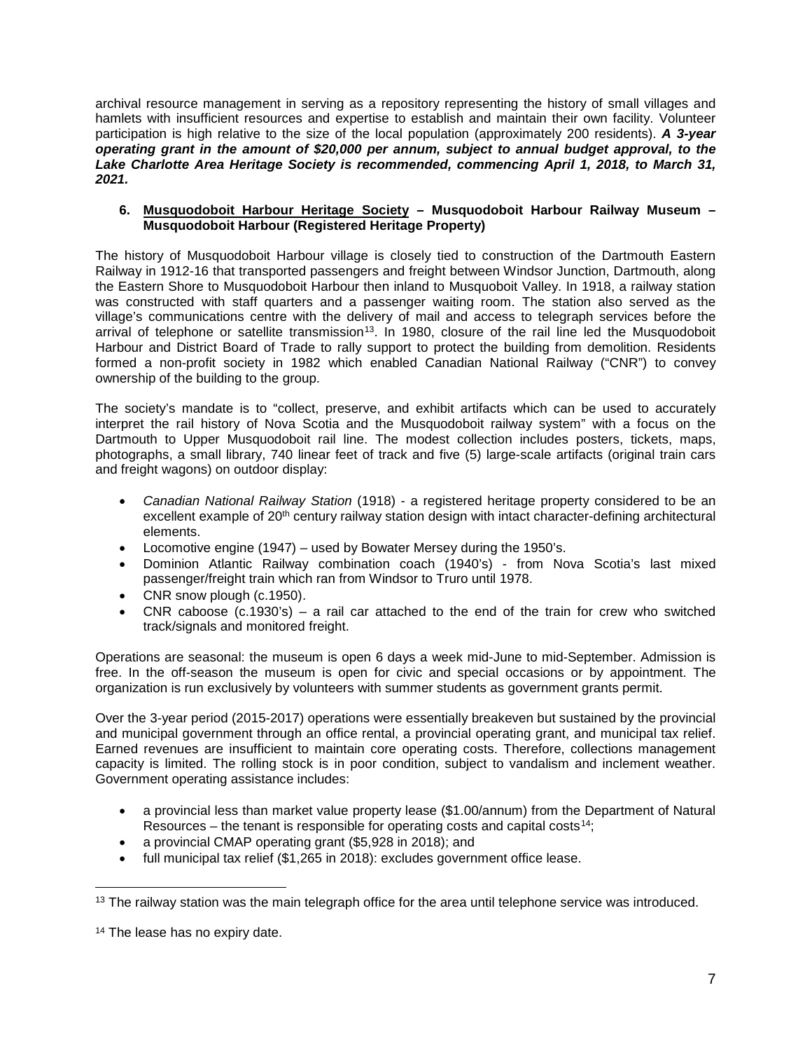archival resource management in serving as a repository representing the history of small villages and hamlets with insufficient resources and expertise to establish and maintain their own facility. Volunteer participation is high relative to the size of the local population (approximately 200 residents). ***A 3-year operating grant in the amount of $20,000 per annum, subject to annual budget approval, to the Lake Charlotte Area Heritage Society is recommended, commencing April 1, 2018, to March 31, 2021.***

**6. <u>Musquodoboit Harbour Heritage Society</u> – Musquodoboit Harbour Railway Museum – Musquodoboit Harbour (Registered Heritage Property)**

The history of Musquodoboit Harbour village is closely tied to construction of the Dartmouth Eastern Railway in 1912-16 that transported passengers and freight between Windsor Junction, Dartmouth, along the Eastern Shore to Musquodoboit Harbour then inland to Musquoboit Valley. In 1918, a railway station was constructed with staff quarters and a passenger waiting room. The station also served as the village's communications centre with the delivery of mail and access to telegraph services before the arrival of telephone or satellite transmission[13]. In 1980, closure of the rail line led the Musquodoboit Harbour and District Board of Trade to rally support to protect the building from demolition. Residents formed a non-profit society in 1982 which enabled Canadian National Railway ("CNR") to convey ownership of the building to the group.

The society's mandate is to "collect, preserve, and exhibit artifacts which can be used to accurately interpret the rail history of Nova Scotia and the Musquodoboit railway system" with a focus on the Dartmouth to Upper Musquodoboit rail line. The modest collection includes posters, tickets, maps, photographs, a small library, 740 linear feet of track and five (5) large-scale artifacts (original train cars and freight wagons) on outdoor display:

- *Canadian National Railway Station* (1918) - a registered heritage property considered to be an excellent example of 20th century railway station design with intact character-defining architectural elements.
- Locomotive engine (1947) – used by Bowater Mersey during the 1950's.
- Dominion Atlantic Railway combination coach (1940's) - from Nova Scotia's last mixed passenger/freight train which ran from Windsor to Truro until 1978.
- CNR snow plough (c.1950).
- CNR caboose (c.1930's) – a rail car attached to the end of the train for crew who switched track/signals and monitored freight.

Operations are seasonal: the museum is open 6 days a week mid-June to mid-September. Admission is free. In the off-season the museum is open for civic and special occasions or by appointment. The organization is run exclusively by volunteers with summer students as government grants permit.

Over the 3-year period (2015-2017) operations were essentially breakeven but sustained by the provincial and municipal government through an office rental, a provincial operating grant, and municipal tax relief. Earned revenues are insufficient to maintain core operating costs. Therefore, collections management capacity is limited. The rolling stock is in poor condition, subject to vandalism and inclement weather. Government operating assistance includes:

- a provincial less than market value property lease ($1.00/annum) from the Department of Natural Resources – the tenant is responsible for operating costs and capital costs[14];
- a provincial CMAP operating grant ($5,928 in 2018); and
- full municipal tax relief ($1,265 in 2018): excludes government office lease.

---

[13] The railway station was the main telegraph office for the area until telephone service was introduced.

[14] The lease has no expiry date.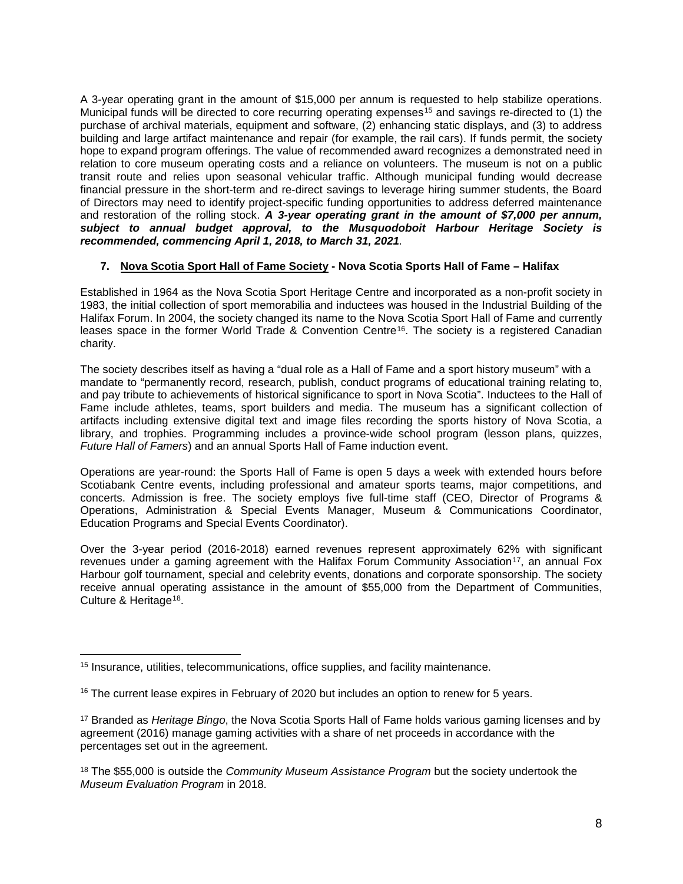A 3-year operating grant in the amount of $15,000 per annum is requested to help stabilize operations. Municipal funds will be directed to core recurring operating expenses[15] and savings re-directed to (1) the purchase of archival materials, equipment and software, (2) enhancing static displays, and (3) to address building and large artifact maintenance and repair (for example, the rail cars). If funds permit, the society hope to expand program offerings. The value of recommended award recognizes a demonstrated need in relation to core museum operating costs and a reliance on volunteers. The museum is not on a public transit route and relies upon seasonal vehicular traffic. Although municipal funding would decrease financial pressure in the short-term and re-direct savings to leverage hiring summer students, the Board of Directors may need to identify project-specific funding opportunities to address deferred maintenance and restoration of the rolling stock. ***A 3-year operating grant in the amount of $7,000 per annum, subject to annual budget approval, to the Musquodoboit Harbour Heritage Society is recommended, commencing April 1, 2018, to March 31, 2021.***

**7. <u>Nova Scotia Sport Hall of Fame Society</u> - Nova Scotia Sports Hall of Fame – Halifax**

Established in 1964 as the Nova Scotia Sport Heritage Centre and incorporated as a non-profit society in 1983, the initial collection of sport memorabilia and inductees was housed in the Industrial Building of the Halifax Forum. In 2004, the society changed its name to the Nova Scotia Sport Hall of Fame and currently leases space in the former World Trade & Convention Centre[16]. The society is a registered Canadian charity.

The society describes itself as having a "dual role as a Hall of Fame and a sport history museum" with a mandate to "permanently record, research, publish, conduct programs of educational training relating to, and pay tribute to achievements of historical significance to sport in Nova Scotia". Inductees to the Hall of Fame include athletes, teams, sport builders and media. The museum has a significant collection of artifacts including extensive digital text and image files recording the sports history of Nova Scotia, a library, and trophies. Programming includes a province-wide school program (lesson plans, quizzes, *Future Hall of Famers*) and an annual Sports Hall of Fame induction event.

Operations are year-round: the Sports Hall of Fame is open 5 days a week with extended hours before Scotiabank Centre events, including professional and amateur sports teams, major competitions, and concerts. Admission is free. The society employs five full-time staff (CEO, Director of Programs & Operations, Administration & Special Events Manager, Museum & Communications Coordinator, Education Programs and Special Events Coordinator).

Over the 3-year period (2016-2018) earned revenues represent approximately 62% with significant revenues under a gaming agreement with the Halifax Forum Community Association[17], an annual Fox Harbour golf tournament, special and celebrity events, donations and corporate sponsorship. The society receive annual operating assistance in the amount of $55,000 from the Department of Communities, Culture & Heritage[18].

---

[15] Insurance, utilities, telecommunications, office supplies, and facility maintenance.

[16] The current lease expires in February of 2020 but includes an option to renew for 5 years.

[17] Branded as *Heritage Bingo*, the Nova Scotia Sports Hall of Fame holds various gaming licenses and by agreement (2016) manage gaming activities with a share of net proceeds in accordance with the percentages set out in the agreement.

[18] The $55,000 is outside the *Community Museum Assistance Program* but the society undertook the *Museum Evaluation Program* in 2018.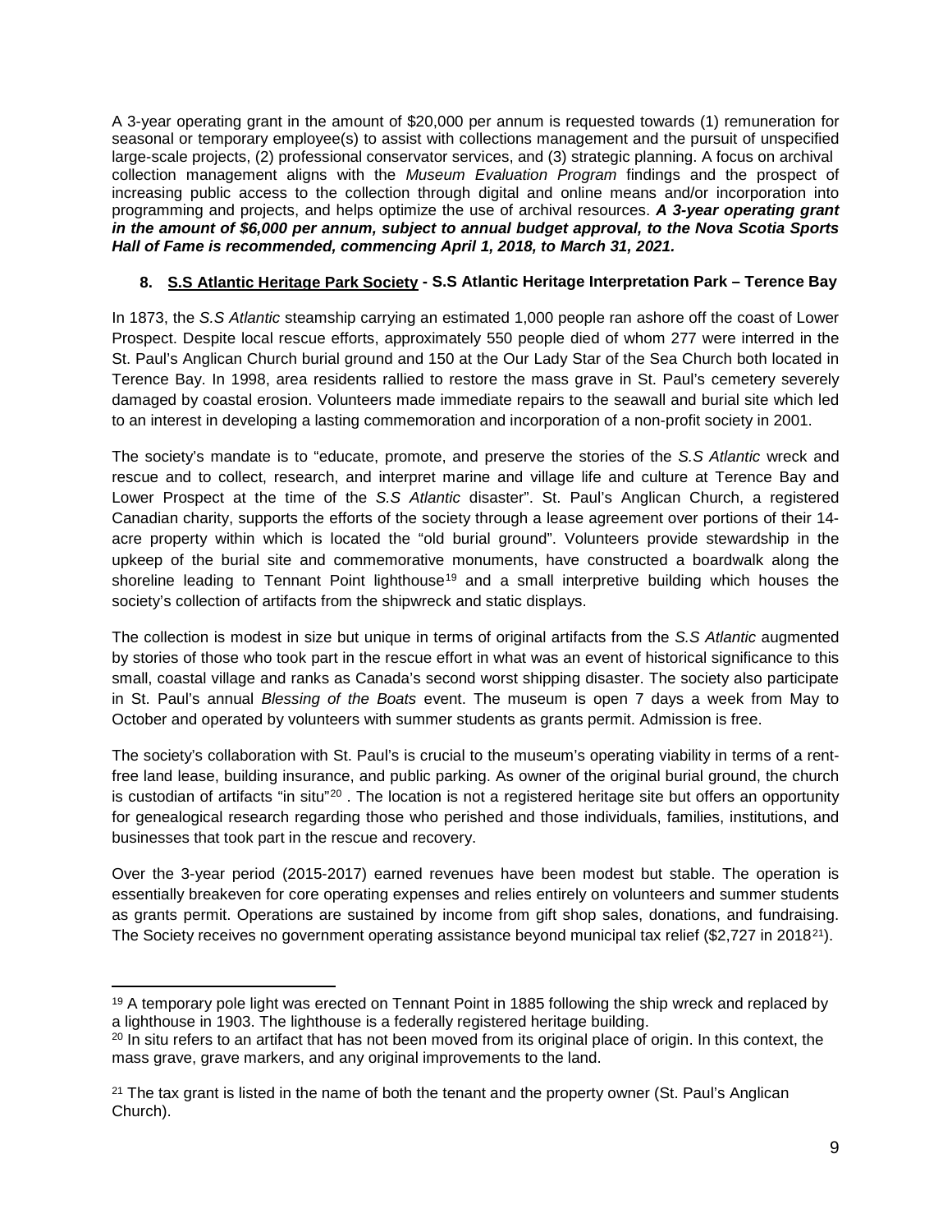A 3-year operating grant in the amount of $20,000 per annum is requested towards (1) remuneration for seasonal or temporary employee(s) to assist with collections management and the pursuit of unspecified large-scale projects, (2) professional conservator services, and (3) strategic planning. A focus on archival collection management aligns with the *Museum Evaluation Program* findings and the prospect of increasing public access to the collection through digital and online means and/or incorporation into programming and projects, and helps optimize the use of archival resources. ***A 3-year operating grant in the amount of $6,000 per annum, subject to annual budget approval, to the Nova Scotia Sports Hall of Fame is recommended, commencing April 1, 2018, to March 31, 2021.***

**8. <u>S.S Atlantic Heritage Park Society</u> - S.S Atlantic Heritage Interpretation Park – Terence Bay**

In 1873, the *S.S Atlantic* steamship carrying an estimated 1,000 people ran ashore off the coast of Lower Prospect. Despite local rescue efforts, approximately 550 people died of whom 277 were interred in the St. Paul's Anglican Church burial ground and 150 at the Our Lady Star of the Sea Church both located in Terence Bay. In 1998, area residents rallied to restore the mass grave in St. Paul's cemetery severely damaged by coastal erosion. Volunteers made immediate repairs to the seawall and burial site which led to an interest in developing a lasting commemoration and incorporation of a non-profit society in 2001.

The society's mandate is to "educate, promote, and preserve the stories of the *S.S Atlantic* wreck and rescue and to collect, research, and interpret marine and village life and culture at Terence Bay and Lower Prospect at the time of the *S.S Atlantic* disaster". St. Paul's Anglican Church, a registered Canadian charity, supports the efforts of the society through a lease agreement over portions of their 14-acre property within which is located the "old burial ground". Volunteers provide stewardship in the upkeep of the burial site and commemorative monuments, have constructed a boardwalk along the shoreline leading to Tennant Point lighthouse[19] and a small interpretive building which houses the society's collection of artifacts from the shipwreck and static displays.

The collection is modest in size but unique in terms of original artifacts from the *S.S Atlantic* augmented by stories of those who took part in the rescue effort in what was an event of historical significance to this small, coastal village and ranks as Canada's second worst shipping disaster. The society also participate in St. Paul's annual *Blessing of the Boats* event. The museum is open 7 days a week from May to October and operated by volunteers with summer students as grants permit. Admission is free.

The society's collaboration with St. Paul's is crucial to the museum's operating viability in terms of a rent-free land lease, building insurance, and public parking. As owner of the original burial ground, the church is custodian of artifacts "in situ"[20] . The location is not a registered heritage site but offers an opportunity for genealogical research regarding those who perished and those individuals, families, institutions, and businesses that took part in the rescue and recovery.

Over the 3-year period (2015-2017) earned revenues have been modest but stable. The operation is essentially breakeven for core operating expenses and relies entirely on volunteers and summer students as grants permit. Operations are sustained by income from gift shop sales, donations, and fundraising. The Society receives no government operating assistance beyond municipal tax relief ($2,727 in 2018[21]).

---

[19] A temporary pole light was erected on Tennant Point in 1885 following the ship wreck and replaced by a lighthouse in 1903. The lighthouse is a federally registered heritage building.

[20] In situ refers to an artifact that has not been moved from its original place of origin. In this context, the mass grave, grave markers, and any original improvements to the land.

[21] The tax grant is listed in the name of both the tenant and the property owner (St. Paul's Anglican Church).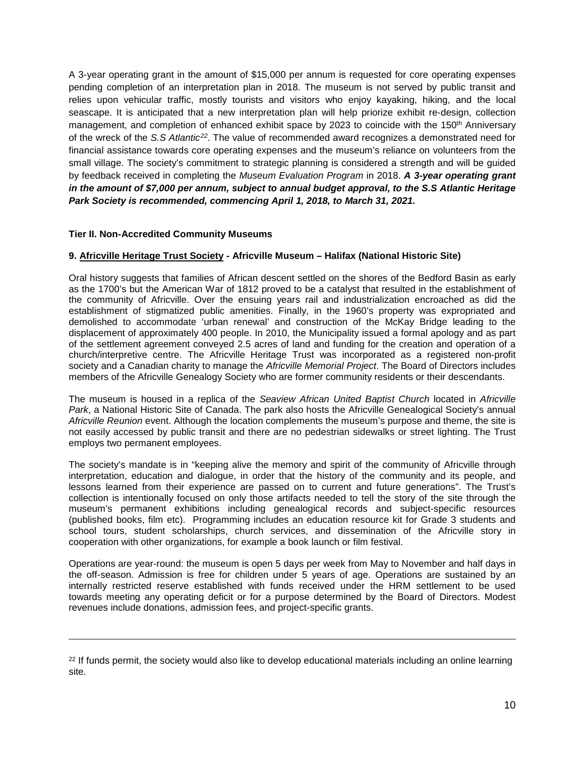A 3-year operating grant in the amount of $15,000 per annum is requested for core operating expenses pending completion of an interpretation plan in 2018. The museum is not served by public transit and relies upon vehicular traffic, mostly tourists and visitors who enjoy kayaking, hiking, and the local seascape. It is anticipated that a new interpretation plan will help priorize exhibit re-design, collection management, and completion of enhanced exhibit space by 2023 to coincide with the 150th Anniversary of the wreck of the *S.S Atlantic*[22]. The value of recommended award recognizes a demonstrated need for financial assistance towards core operating expenses and the museum's reliance on volunteers from the small village. The society's commitment to strategic planning is considered a strength and will be guided by feedback received in completing the *Museum Evaluation Program* in 2018. ***A 3-year operating grant in the amount of $7,000 per annum, subject to annual budget approval, to the S.S Atlantic Heritage Park Society is recommended, commencing April 1, 2018, to March 31, 2021.***

### Tier II. Non-Accredited Community Museums

### 9. Africville Heritage Trust Society - Africville Museum – Halifax (National Historic Site)

Oral history suggests that families of African descent settled on the shores of the Bedford Basin as early as the 1700's but the American War of 1812 proved to be a catalyst that resulted in the establishment of the community of Africville. Over the ensuing years rail and industrialization encroached as did the establishment of stigmatized public amenities. Finally, in the 1960's property was expropriated and demolished to accommodate 'urban renewal' and construction of the McKay Bridge leading to the displacement of approximately 400 people. In 2010, the Municipality issued a formal apology and as part of the settlement agreement conveyed 2.5 acres of land and funding for the creation and operation of a church/interpretive centre. The Africville Heritage Trust was incorporated as a registered non-profit society and a Canadian charity to manage the *Africville Memorial Project*. The Board of Directors includes members of the Africville Genealogy Society who are former community residents or their descendants.

The museum is housed in a replica of the *Seaview African United Baptist Church* located in *Africville Park*, a National Historic Site of Canada. The park also hosts the Africville Genealogical Society's annual *Africville Reunion* event. Although the location complements the museum's purpose and theme, the site is not easily accessed by public transit and there are no pedestrian sidewalks or street lighting. The Trust employs two permanent employees.

The society's mandate is in "keeping alive the memory and spirit of the community of Africville through interpretation, education and dialogue, in order that the history of the community and its people, and lessons learned from their experience are passed on to current and future generations". The Trust's collection is intentionally focused on only those artifacts needed to tell the story of the site through the museum's permanent exhibitions including genealogical records and subject-specific resources (published books, film etc). Programming includes an education resource kit for Grade 3 students and school tours, student scholarships, church services, and dissemination of the Africville story in cooperation with other organizations, for example a book launch or film festival.

Operations are year-round: the museum is open 5 days per week from May to November and half days in the off-season. Admission is free for children under 5 years of age. Operations are sustained by an internally restricted reserve established with funds received under the HRM settlement to be used towards meeting any operating deficit or for a purpose determined by the Board of Directors. Modest revenues include donations, admission fees, and project-specific grants.

---

[22] If funds permit, the society would also like to develop educational materials including an online learning site.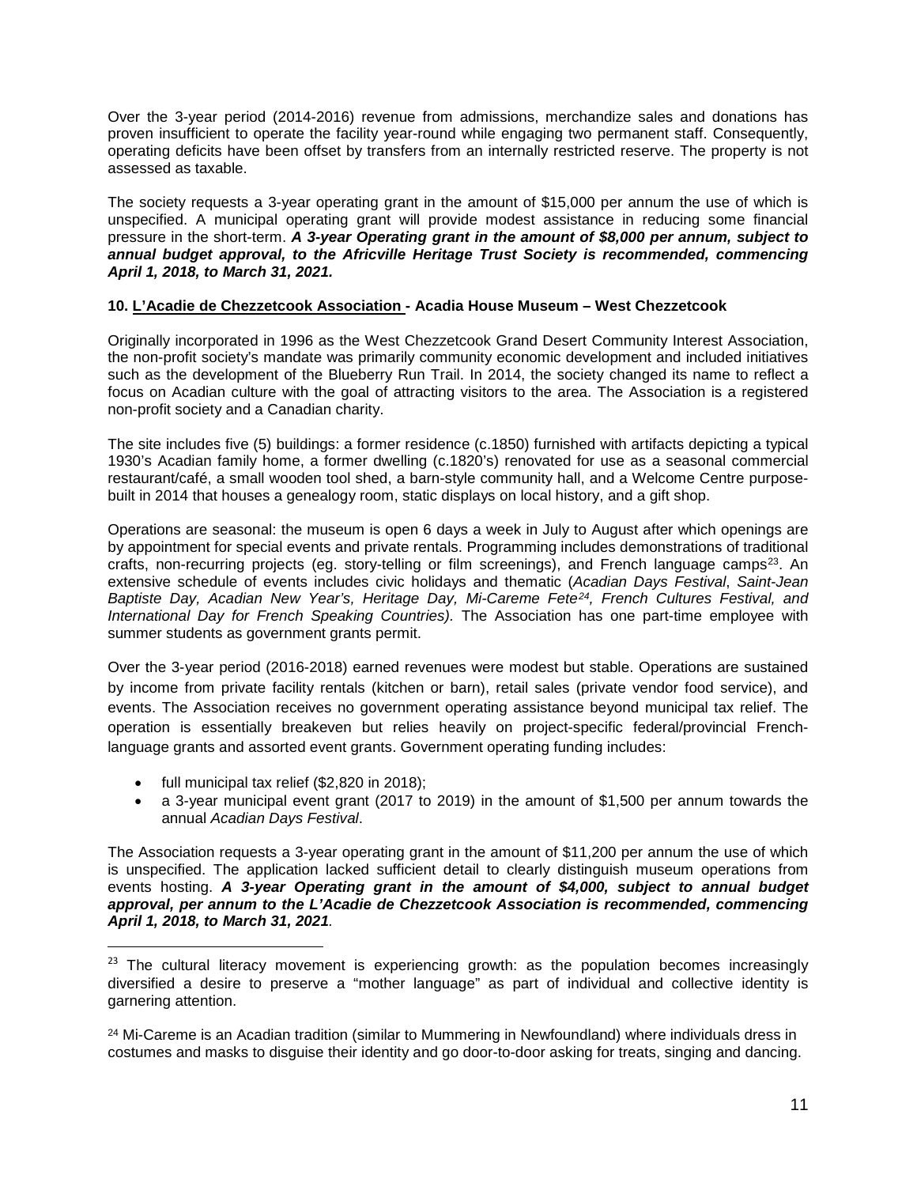Over the 3-year period (2014-2016) revenue from admissions, merchandize sales and donations has proven insufficient to operate the facility year-round while engaging two permanent staff. Consequently, operating deficits have been offset by transfers from an internally restricted reserve. The property is not assessed as taxable.

The society requests a 3-year operating grant in the amount of $15,000 per annum the use of which is unspecified. A municipal operating grant will provide modest assistance in reducing some financial pressure in the short-term. ***A 3-year Operating grant in the amount of $8,000 per annum, subject to annual budget approval, to the Africville Heritage Trust Society is recommended, commencing April 1, 2018, to March 31, 2021.***

**10. L'Acadie de Chezzetcook Association - Acadia House Museum – West Chezzetcook**

Originally incorporated in 1996 as the West Chezzetcook Grand Desert Community Interest Association, the non-profit society's mandate was primarily community economic development and included initiatives such as the development of the Blueberry Run Trail. In 2014, the society changed its name to reflect a focus on Acadian culture with the goal of attracting visitors to the area. The Association is a registered non-profit society and a Canadian charity.

The site includes five (5) buildings: a former residence (c.1850) furnished with artifacts depicting a typical 1930's Acadian family home, a former dwelling (c.1820's) renovated for use as a seasonal commercial restaurant/café, a small wooden tool shed, a barn-style community hall, and a Welcome Centre purpose-built in 2014 that houses a genealogy room, static displays on local history, and a gift shop.

Operations are seasonal: the museum is open 6 days a week in July to August after which openings are by appointment for special events and private rentals. Programming includes demonstrations of traditional crafts, non-recurring projects (eg. story-telling or film screenings), and French language camps[23]. An extensive schedule of events includes civic holidays and thematic (*Acadian Days Festival*, *Saint-Jean Baptiste Day, Acadian New Year's, Heritage Day, Mi-Careme Fete[24], French Cultures Festival, and International Day for French Speaking Countries).* The Association has one part-time employee with summer students as government grants permit.

Over the 3-year period (2016-2018) earned revenues were modest but stable. Operations are sustained by income from private facility rentals (kitchen or barn), retail sales (private vendor food service), and events. The Association receives no government operating assistance beyond municipal tax relief. The operation is essentially breakeven but relies heavily on project-specific federal/provincial French-language grants and assorted event grants. Government operating funding includes:

- full municipal tax relief ($2,820 in 2018);
- a 3-year municipal event grant (2017 to 2019) in the amount of $1,500 per annum towards the annual *Acadian Days Festival*.

The Association requests a 3-year operating grant in the amount of $11,200 per annum the use of which is unspecified. The application lacked sufficient detail to clearly distinguish museum operations from events hosting. ***A 3-year Operating grant in the amount of $4,000, subject to annual budget approval, per annum to the L'Acadie de Chezzetcook Association is recommended, commencing April 1, 2018, to March 31, 2021***.

[23] The cultural literacy movement is experiencing growth: as the population becomes increasingly diversified a desire to preserve a "mother language" as part of individual and collective identity is garnering attention.

[24] Mi-Careme is an Acadian tradition (similar to Mummering in Newfoundland) where individuals dress in costumes and masks to disguise their identity and go door-to-door asking for treats, singing and dancing.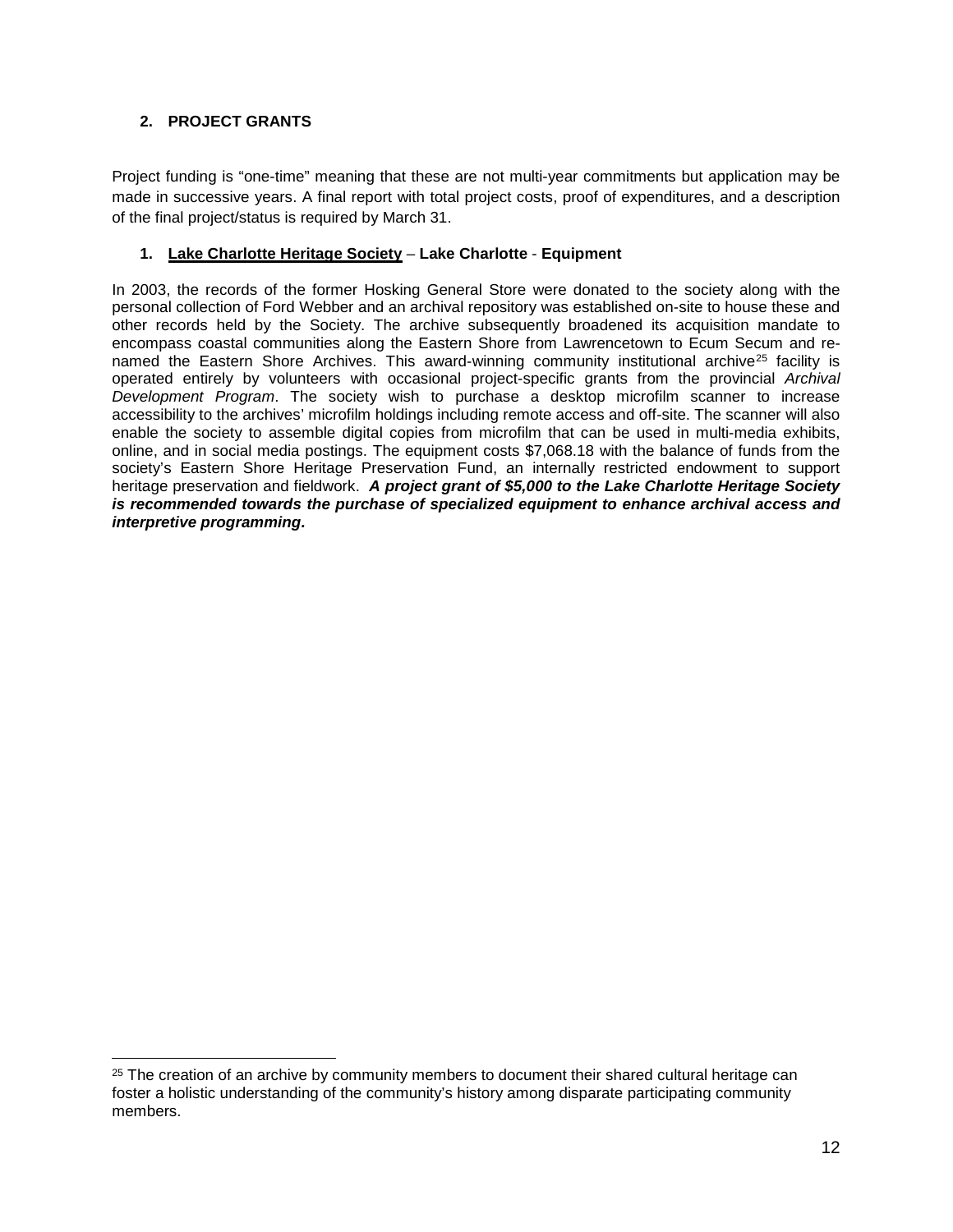## 2. PROJECT GRANTS

Project funding is "one-time" meaning that these are not multi-year commitments but application may be made in successive years. A final report with total project costs, proof of expenditures, and a description of the final project/status is required by March 31.

### 1. Lake Charlotte Heritage Society – Lake Charlotte - Equipment

In 2003, the records of the former Hosking General Store were donated to the society along with the personal collection of Ford Webber and an archival repository was established on-site to house these and other records held by the Society. The archive subsequently broadened its acquisition mandate to encompass coastal communities along the Eastern Shore from Lawrencetown to Ecum Secum and re-named the Eastern Shore Archives. This award-winning community institutional archive[25] facility is operated entirely by volunteers with occasional project-specific grants from the provincial *Archival Development Program*. The society wish to purchase a desktop microfilm scanner to increase accessibility to the archives' microfilm holdings including remote access and off-site. The scanner will also enable the society to assemble digital copies from microfilm that can be used in multi-media exhibits, online, and in social media postings. The equipment costs $7,068.18 with the balance of funds from the society's Eastern Shore Heritage Preservation Fund, an internally restricted endowment to support heritage preservation and fieldwork. ***A project grant of $5,000 to the Lake Charlotte Heritage Society is recommended towards the purchase of specialized equipment to enhance archival access and interpretive programming.***

[25] The creation of an archive by community members to document their shared cultural heritage can foster a holistic understanding of the community's history among disparate participating community members.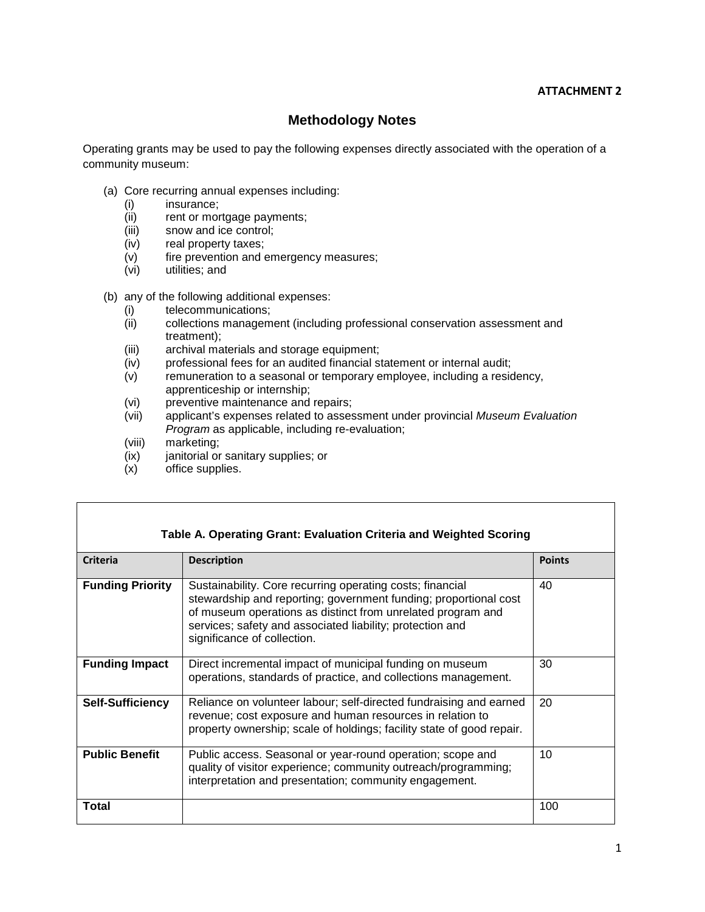**ATTACHMENT 2**

# Methodology Notes

Operating grants may be used to pay the following expenses directly associated with the operation of a community museum:

(a) Core recurring annual expenses including:
  - (i) insurance;
  - (ii) rent or mortgage payments;
  - (iii) snow and ice control;
  - (iv) real property taxes;
  - (v) fire prevention and emergency measures;
  - (vi) utilities; and

(b) any of the following additional expenses:
  - (i) telecommunications;
  - (ii) collections management (including professional conservation assessment and treatment);
  - (iii) archival materials and storage equipment;
  - (iv) professional fees for an audited financial statement or internal audit;
  - (v) remuneration to a seasonal or temporary employee, including a residency, apprenticeship or internship;
  - (vi) preventive maintenance and repairs;
  - (vii) applicant's expenses related to assessment under provincial *Museum Evaluation Program* as applicable, including re-evaluation;
  - (viii) marketing;
  - (ix) janitorial or sanitary supplies; or
  - (x) office supplies.

**Table A. Operating Grant: Evaluation Criteria and Weighted Scoring**

| Criteria | Description | Points |
|---|---|---|
| **Funding Priority** | Sustainability. Core recurring operating costs; financial stewardship and reporting; government funding; proportional cost of museum operations as distinct from unrelated program and services; safety and associated liability; protection and significance of collection. | 40 |
| **Funding Impact** | Direct incremental impact of municipal funding on museum operations, standards of practice, and collections management. | 30 |
| **Self-Sufficiency** | Reliance on volunteer labour; self-directed fundraising and earned revenue; cost exposure and human resources in relation to property ownership; scale of holdings; facility state of good repair. | 20 |
| **Public Benefit** | Public access. Seasonal or year-round operation; scope and quality of visitor experience; community outreach/programming; interpretation and presentation; community engagement. | 10 |
| **Total** | | 100 |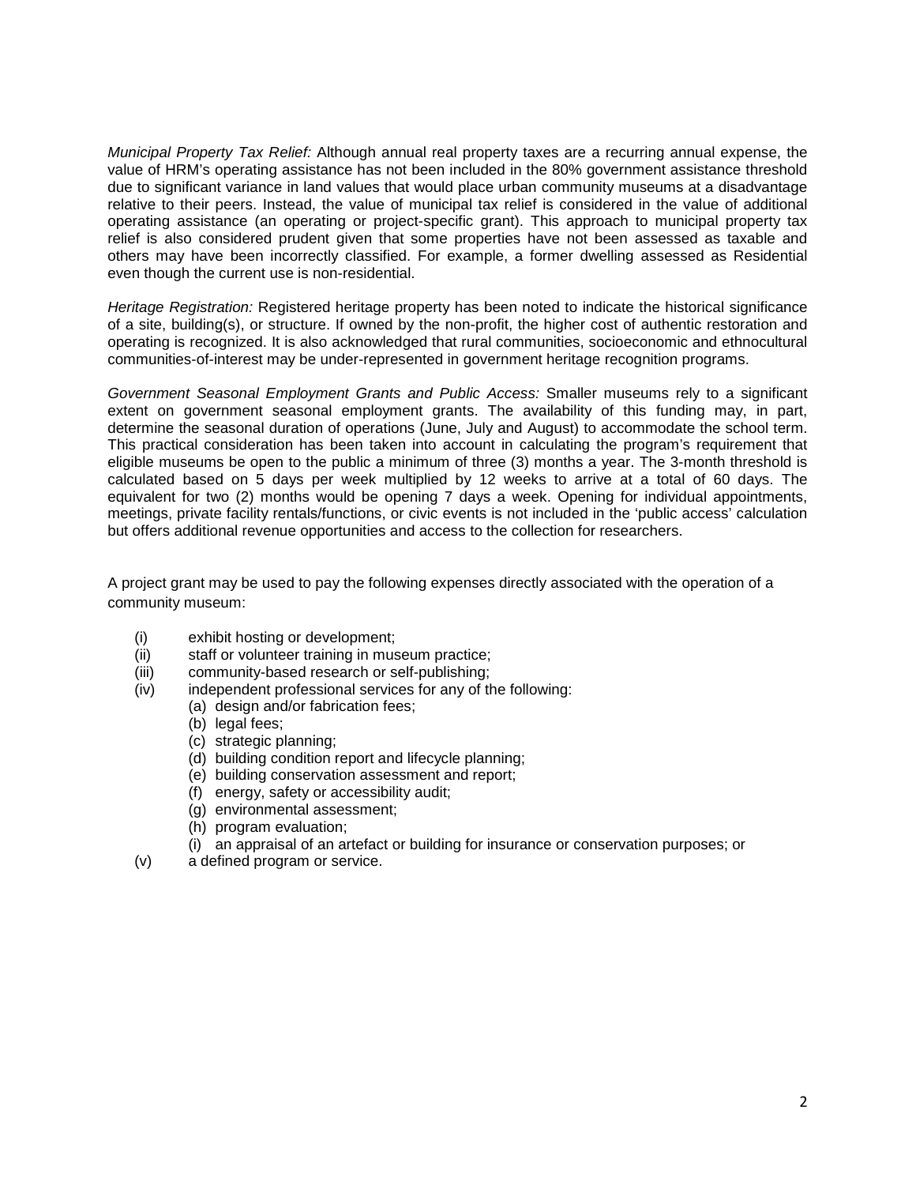*Municipal Property Tax Relief:* Although annual real property taxes are a recurring annual expense, the value of HRM's operating assistance has not been included in the 80% government assistance threshold due to significant variance in land values that would place urban community museums at a disadvantage relative to their peers. Instead, the value of municipal tax relief is considered in the value of additional operating assistance (an operating or project-specific grant). This approach to municipal property tax relief is also considered prudent given that some properties have not been assessed as taxable and others may have been incorrectly classified. For example, a former dwelling assessed as Residential even though the current use is non-residential.

*Heritage Registration:* Registered heritage property has been noted to indicate the historical significance of a site, building(s), or structure. If owned by the non-profit, the higher cost of authentic restoration and operating is recognized. It is also acknowledged that rural communities, socioeconomic and ethnocultural communities-of-interest may be under-represented in government heritage recognition programs.

*Government Seasonal Employment Grants and Public Access:* Smaller museums rely to a significant extent on government seasonal employment grants. The availability of this funding may, in part, determine the seasonal duration of operations (June, July and August) to accommodate the school term. This practical consideration has been taken into account in calculating the program's requirement that eligible museums be open to the public a minimum of three (3) months a year. The 3-month threshold is calculated based on 5 days per week multiplied by 12 weeks to arrive at a total of 60 days. The equivalent for two (2) months would be opening 7 days a week. Opening for individual appointments, meetings, private facility rentals/functions, or civic events is not included in the 'public access' calculation but offers additional revenue opportunities and access to the collection for researchers.

A project grant may be used to pay the following expenses directly associated with the operation of a community museum:

(i) exhibit hosting or development;
(ii) staff or volunteer training in museum practice;
(iii) community-based research or self-publishing;
(iv) independent professional services for any of the following:
  (a) design and/or fabrication fees;
  (b) legal fees;
  (c) strategic planning;
  (d) building condition report and lifecycle planning;
  (e) building conservation assessment and report;
  (f) energy, safety or accessibility audit;
  (g) environmental assessment;
  (h) program evaluation;
  (i) an appraisal of an artefact or building for insurance or conservation purposes; or
(v) a defined program or service.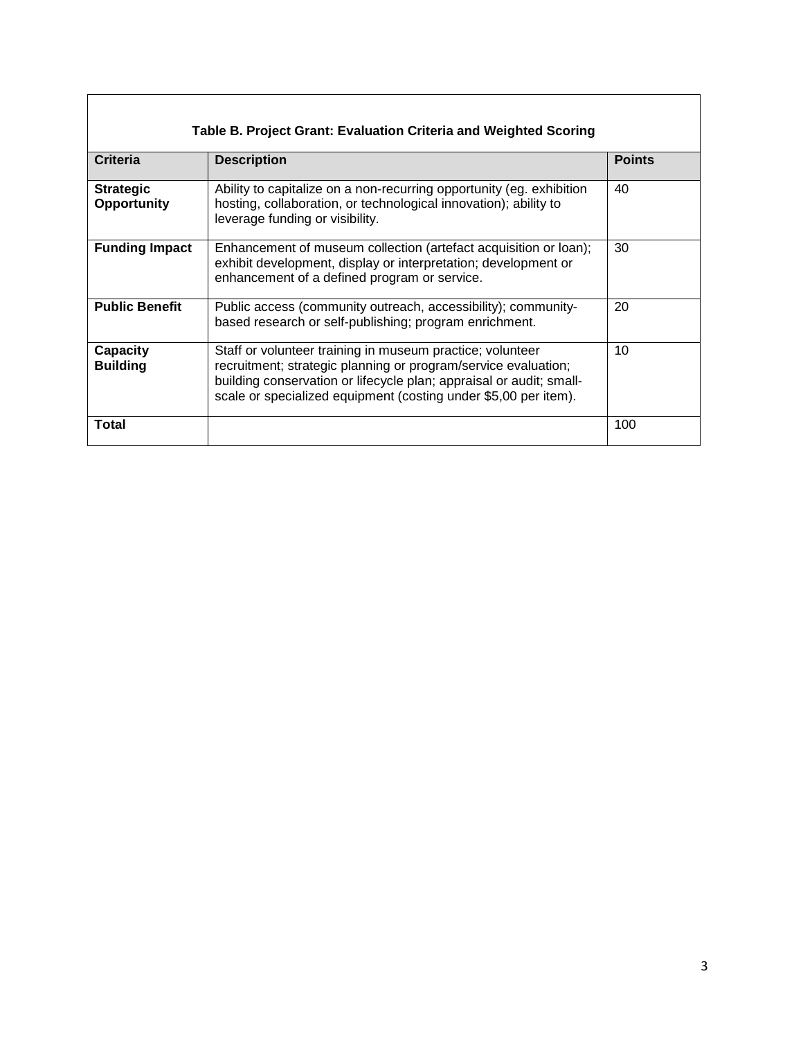**Table B. Project Grant: Evaluation Criteria and Weighted Scoring**

| Criteria | Description | Points |
|---|---|---|
| **Strategic Opportunity** | Ability to capitalize on a non-recurring opportunity (eg. exhibition hosting, collaboration, or technological innovation); ability to leverage funding or visibility. | 40 |
| **Funding Impact** | Enhancement of museum collection (artefact acquisition or loan); exhibit development, display or interpretation; development or enhancement of a defined program or service. | 30 |
| **Public Benefit** | Public access (community outreach, accessibility); community-based research or self-publishing; program enrichment. | 20 |
| **Capacity Building** | Staff or volunteer training in museum practice; volunteer recruitment; strategic planning or program/service evaluation; building conservation or lifecycle plan; appraisal or audit; small-scale or specialized equipment (costing under $5,00 per item). | 10 |
| **Total** | | 100 |